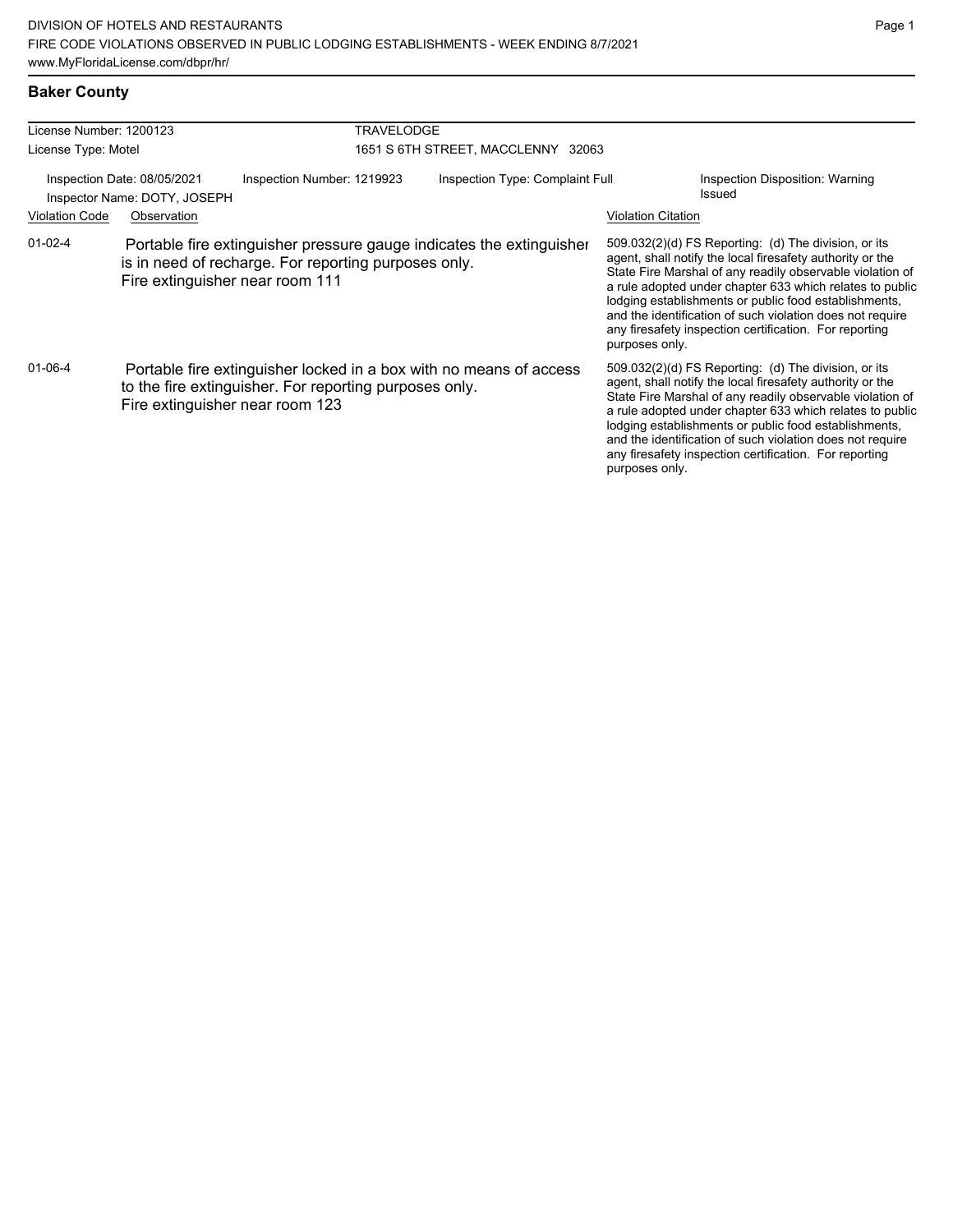DIVISION OF HOTELS AND RESTAURANTS
FIRE CODE VIOLATIONS OBSERVED IN PUBLIC LODGING ESTABLISHMENTS - WEEK ENDING 8/7/2021
www.MyFloridaLicense.com/dbpr/hr/

## Baker County

License Number: 1200123 TRAVELODGE
License Type: Motel 1651 S 6TH STREET, MACCLENNY 32063

Inspection Date: 08/05/2021 Inspection Number: 1219923 Inspection Type: Complaint Full Inspection Disposition: Warning Issued
Inspector Name: DOTY, JOSEPH

| Violation Code | Observation | Violation Citation |
| --- | --- | --- |
| 01-02-4 | Portable fire extinguisher pressure gauge indicates the extinguisher is in need of recharge. For reporting purposes only. Fire extinguisher near room 111 | 509.032(2)(d) FS Reporting: (d) The division, or its agent, shall notify the local firesafety authority or the State Fire Marshal of any readily observable violation of a rule adopted under chapter 633 which relates to public lodging establishments or public food establishments, and the identification of such violation does not require any firesafety inspection certification. For reporting purposes only. |
| 01-06-4 | Portable fire extinguisher locked in a box with no means of access to the fire extinguisher. For reporting purposes only. Fire extinguisher near room 123 | 509.032(2)(d) FS Reporting: (d) The division, or its agent, shall notify the local firesafety authority or the State Fire Marshal of any readily observable violation of a rule adopted under chapter 633 which relates to public lodging establishments or public food establishments, and the identification of such violation does not require any firesafety inspection certification. For reporting purposes only. |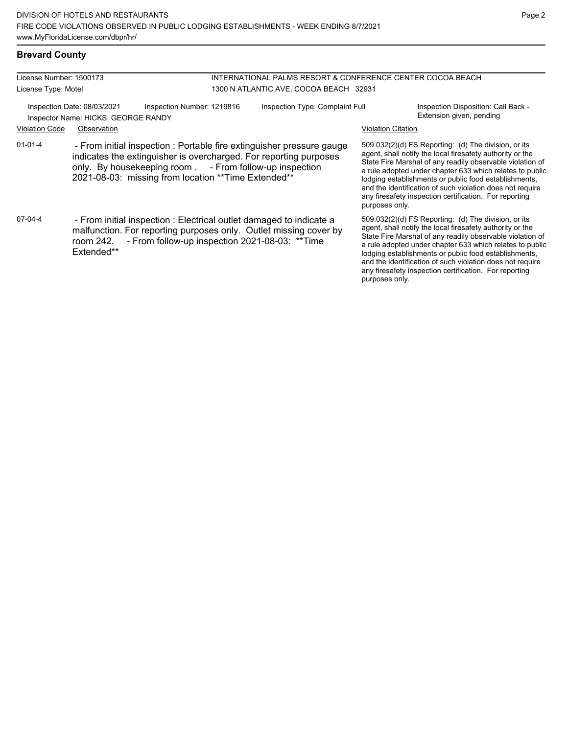## Brevard County

License Number: 1500173
License Type: Motel

INTERNATIONAL PALMS RESORT & CONFERENCE CENTER COCOA BEACH
1300 N ATLANTIC AVE, COCOA BEACH 32931

Inspection Date: 08/03/2021 | Inspection Number: 1219816 | Inspection Type: Complaint Full | Inspection Disposition: Call Back - Extension given, pending

Inspector Name: HICKS, GEORGE RANDY

| Violation Code | Observation | Violation Citation |
|---|---|---|
| 01-01-4 | - From initial inspection : Portable fire extinguisher pressure gauge indicates the extinguisher is overcharged. For reporting purposes only. By housekeeping room . - From follow-up inspection 2021-08-03: missing from location **Time Extended** | 509.032(2)(d) FS Reporting: (d) The division, or its agent, shall notify the local firesafety authority or the State Fire Marshal of any readily observable violation of a rule adopted under chapter 633 which relates to public lodging establishments or public food establishments, and the identification of such violation does not require any firesafety inspection certification. For reporting purposes only. |
| 07-04-4 | - From initial inspection : Electrical outlet damaged to indicate a malfunction. For reporting purposes only. Outlet missing cover by room 242. - From follow-up inspection 2021-08-03: **Time Extended** | 509.032(2)(d) FS Reporting: (d) The division, or its agent, shall notify the local firesafety authority or the State Fire Marshal of any readily observable violation of a rule adopted under chapter 633 which relates to public lodging establishments or public food establishments, and the identification of such violation does not require any firesafety inspection certification. For reporting purposes only. |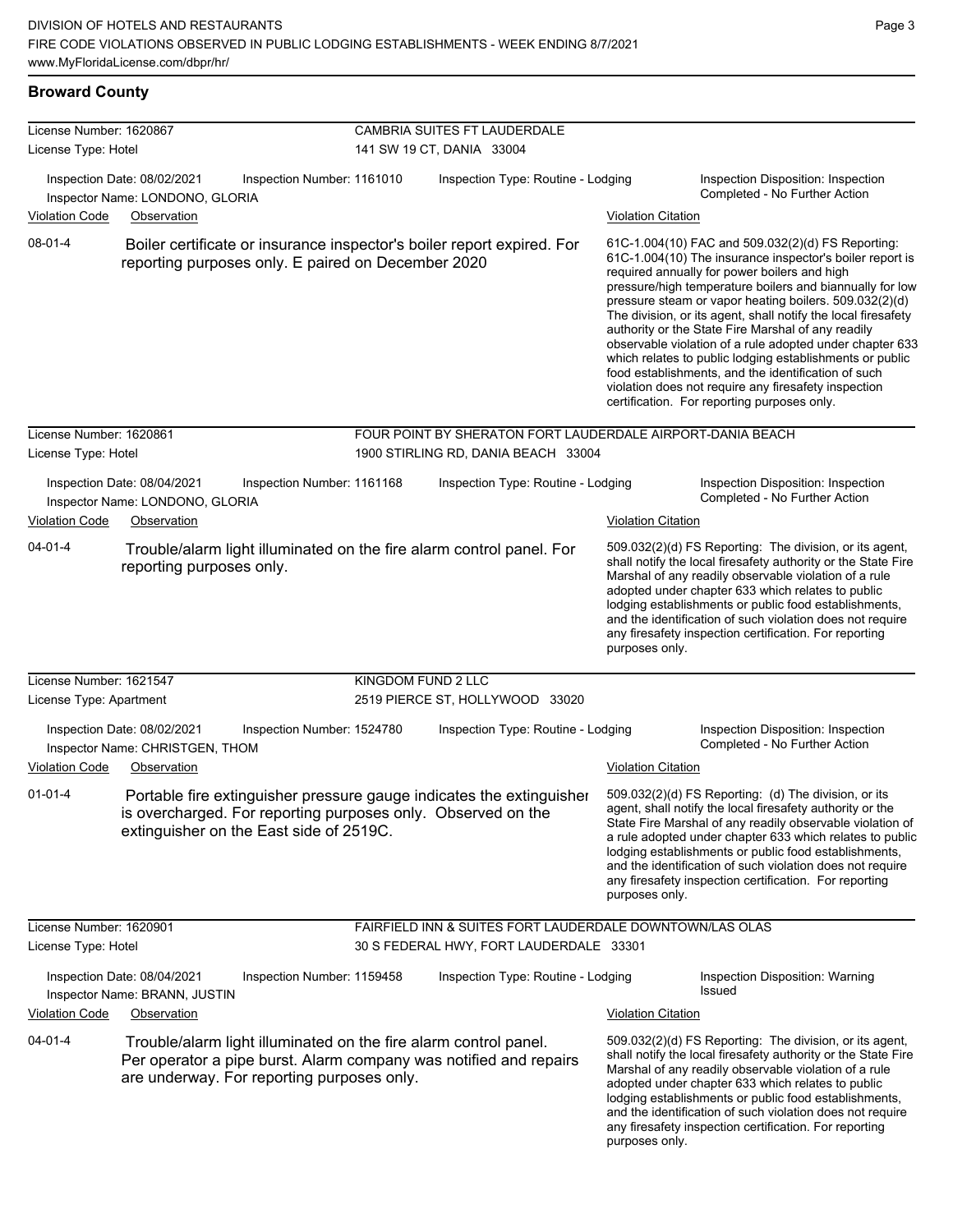## Broward County

**License Number:** 1620867
**License Type:** Hotel

**CAMBRIA SUITES FT LAUDERDALE**
141 SW 19 CT, DANIA 33004

Inspection Date: 08/02/2021
Inspector Name: LONDONO, GLORIA
Inspection Number: 1161010
Inspection Type: Routine - Lodging
Inspection Disposition: Inspection Completed - No Further Action

| Violation Code | Observation | Violation Citation |
|---|---|---|
| 08-01-4 | Boiler certificate or insurance inspector's boiler report expired. For reporting purposes only. E paired on December 2020 | 61C-1.004(10) FAC and 509.032(2)(d) FS Reporting: 61C-1.004(10) The insurance inspector's boiler report is required annually for power boilers and high pressure/high temperature boilers and biannually for low pressure steam or vapor heating boilers. 509.032(2)(d) The division, or its agent, shall notify the local firesafety authority or the State Fire Marshal of any readily observable violation of a rule adopted under chapter 633 which relates to public lodging establishments or public food establishments, and the identification of such violation does not require any firesafety inspection certification. For reporting purposes only. |

**License Number:** 1620861
**License Type:** Hotel

**FOUR POINT BY SHERATON FORT LAUDERDALE AIRPORT-DANIA BEACH**
1900 STIRLING RD, DANIA BEACH 33004

Inspection Date: 08/04/2021
Inspector Name: LONDONO, GLORIA
Inspection Number: 1161168
Inspection Type: Routine - Lodging
Inspection Disposition: Inspection Completed - No Further Action

| Violation Code | Observation | Violation Citation |
|---|---|---|
| 04-01-4 | Trouble/alarm light illuminated on the fire alarm control panel. For reporting purposes only. | 509.032(2)(d) FS Reporting: The division, or its agent, shall notify the local firesafety authority or the State Fire Marshal of any readily observable violation of a rule adopted under chapter 633 which relates to public lodging establishments or public food establishments, and the identification of such violation does not require any firesafety inspection certification. For reporting purposes only. |

**License Number:** 1621547
**License Type:** Apartment

**KINGDOM FUND 2 LLC**
2519 PIERCE ST, HOLLYWOOD 33020

Inspection Date: 08/02/2021
Inspector Name: CHRISTGEN, THOM
Inspection Number: 1524780
Inspection Type: Routine - Lodging
Inspection Disposition: Inspection Completed - No Further Action

| Violation Code | Observation | Violation Citation |
|---|---|---|
| 01-01-4 | Portable fire extinguisher pressure gauge indicates the extinguisher is overcharged. For reporting purposes only. Observed on the extinguisher on the East side of 2519C. | 509.032(2)(d) FS Reporting: (d) The division, or its agent, shall notify the local firesafety authority or the State Fire Marshal of any readily observable violation of a rule adopted under chapter 633 which relates to public lodging establishments or public food establishments, and the identification of such violation does not require any firesafety inspection certification. For reporting purposes only. |

**License Number:** 1620901
**License Type:** Hotel

**FAIRFIELD INN & SUITES FORT LAUDERDALE DOWNTOWN/LAS OLAS**
30 S FEDERAL HWY, FORT LAUDERDALE 33301

Inspection Date: 08/04/2021
Inspector Name: BRANN, JUSTIN
Inspection Number: 1159458
Inspection Type: Routine - Lodging
Inspection Disposition: Warning Issued

| Violation Code | Observation | Violation Citation |
|---|---|---|
| 04-01-4 | Trouble/alarm light illuminated on the fire alarm control panel. Per operator a pipe burst. Alarm company was notified and repairs are underway. For reporting purposes only. | 509.032(2)(d) FS Reporting: The division, or its agent, shall notify the local firesafety authority or the State Fire Marshal of any readily observable violation of a rule adopted under chapter 633 which relates to public lodging establishments or public food establishments, and the identification of such violation does not require any firesafety inspection certification. For reporting purposes only. |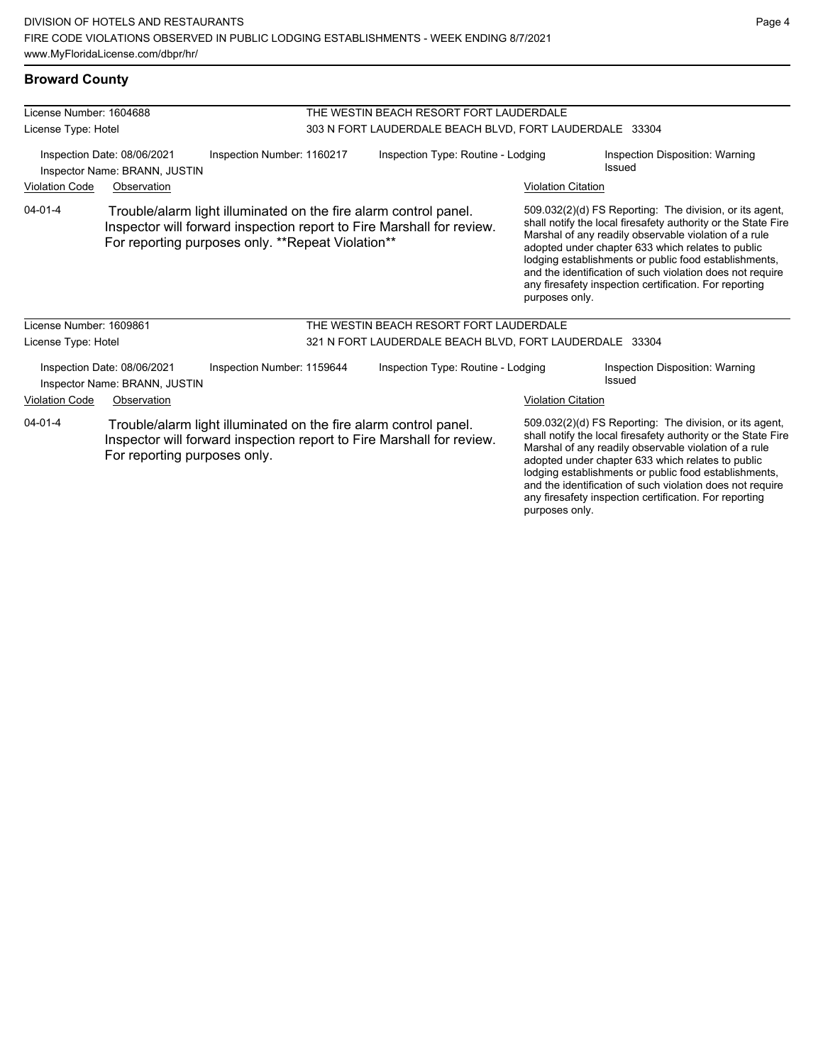## Broward County

**License Number:** 1604688
**License Type:** Hotel

**THE WESTIN BEACH RESORT FORT LAUDERDALE**
303 N FORT LAUDERDALE BEACH BLVD, FORT LAUDERDALE 33304

Inspection Date: 08/06/2021
Inspector Name: BRANN, JUSTIN
Inspection Number: 1160217
Inspection Type: Routine - Lodging
Inspection Disposition: Warning Issued

| Violation Code | Observation | Violation Citation |
|---|---|---|
| 04-01-4 | Trouble/alarm light illuminated on the fire alarm control panel. Inspector will forward inspection report to Fire Marshall for review. For reporting purposes only. **Repeat Violation** | 509.032(2)(d) FS Reporting: The division, or its agent, shall notify the local firesafety authority or the State Fire Marshal of any readily observable violation of a rule adopted under chapter 633 which relates to public lodging establishments or public food establishments, and the identification of such violation does not require any firesafety inspection certification. For reporting purposes only. |

**License Number:** 1609861
**License Type:** Hotel

**THE WESTIN BEACH RESORT FORT LAUDERDALE**
321 N FORT LAUDERDALE BEACH BLVD, FORT LAUDERDALE 33304

Inspection Date: 08/06/2021
Inspector Name: BRANN, JUSTIN
Inspection Number: 1159644
Inspection Type: Routine - Lodging
Inspection Disposition: Warning Issued

| Violation Code | Observation | Violation Citation |
|---|---|---|
| 04-01-4 | Trouble/alarm light illuminated on the fire alarm control panel. Inspector will forward inspection report to Fire Marshall for review. For reporting purposes only. | 509.032(2)(d) FS Reporting: The division, or its agent, shall notify the local firesafety authority or the State Fire Marshal of any readily observable violation of a rule adopted under chapter 633 which relates to public lodging establishments or public food establishments, and the identification of such violation does not require any firesafety inspection certification. For reporting purposes only. |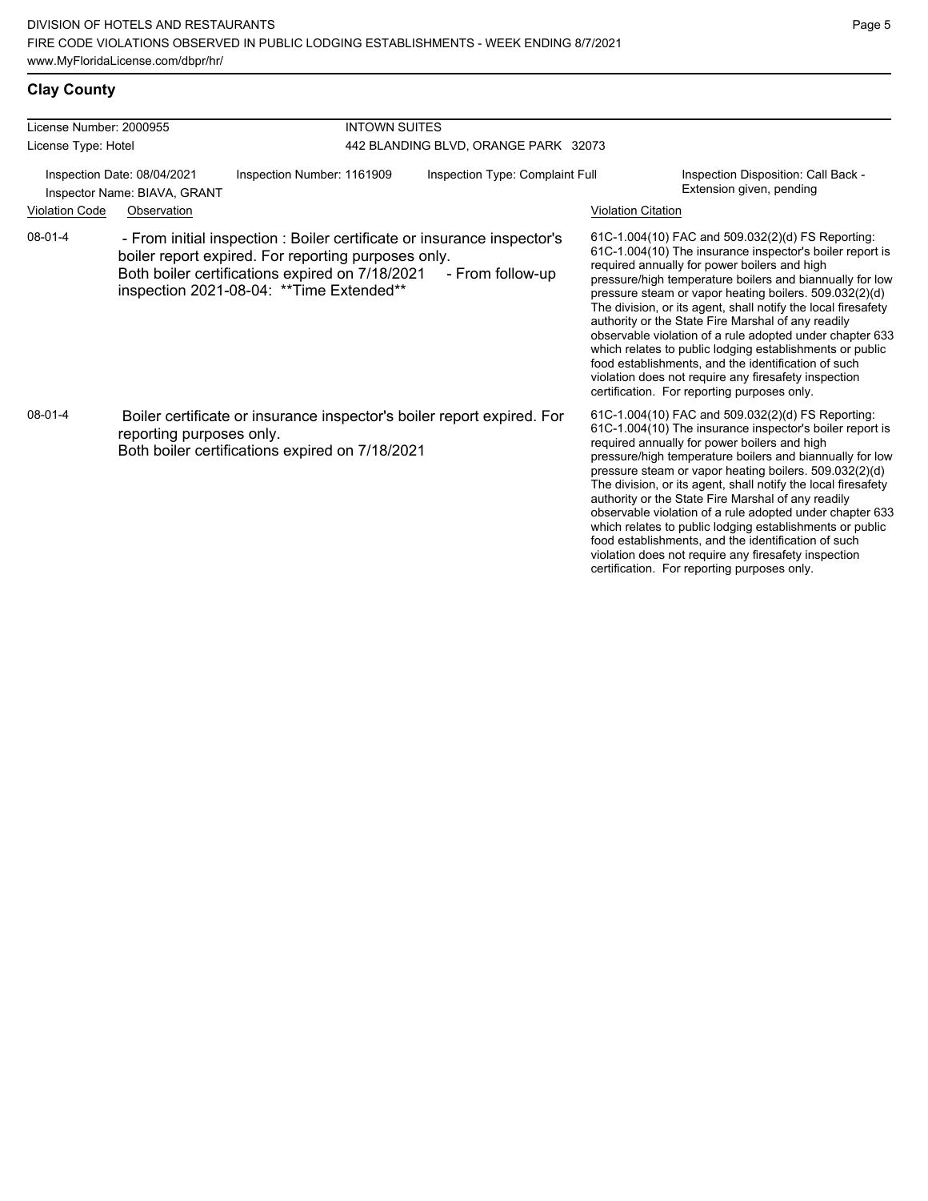## Clay County

| License Number: 2000955 | | INTOWN SUITES | | |
|---|---|---|---|---|
| License Type: Hotel | | 442 BLANDING BLVD, ORANGE PARK 32073 | | |
| Inspection Date: 08/04/2021 | Inspection Number: 1161909 | Inspection Type: Complaint Full | | Inspection Disposition: Call Back - Extension given, pending |
| Inspector Name: BIAVA, GRANT | | | | |

| Violation Code | Observation | Violation Citation |
|---|---|---|
| 08-01-4 | - From initial inspection : Boiler certificate or insurance inspector's boiler report expired. For reporting purposes only. Both boiler certifications expired on 7/18/2021 - From follow-up inspection 2021-08-04: **Time Extended** | 61C-1.004(10) FAC and 509.032(2)(d) FS Reporting: 61C-1.004(10) The insurance inspector's boiler report is required annually for power boilers and high pressure/high temperature boilers and biannually for low pressure steam or vapor heating boilers. 509.032(2)(d) The division, or its agent, shall notify the local firesafety authority or the State Fire Marshal of any readily observable violation of a rule adopted under chapter 633 which relates to public lodging establishments or public food establishments, and the identification of such violation does not require any firesafety inspection certification. For reporting purposes only. |
| 08-01-4 | Boiler certificate or insurance inspector's boiler report expired. For reporting purposes only. Both boiler certifications expired on 7/18/2021 | 61C-1.004(10) FAC and 509.032(2)(d) FS Reporting: 61C-1.004(10) The insurance inspector's boiler report is required annually for power boilers and high pressure/high temperature boilers and biannually for low pressure steam or vapor heating boilers. 509.032(2)(d) The division, or its agent, shall notify the local firesafety authority or the State Fire Marshal of any readily observable violation of a rule adopted under chapter 633 which relates to public lodging establishments or public food establishments, and the identification of such violation does not require any firesafety inspection certification. For reporting purposes only. |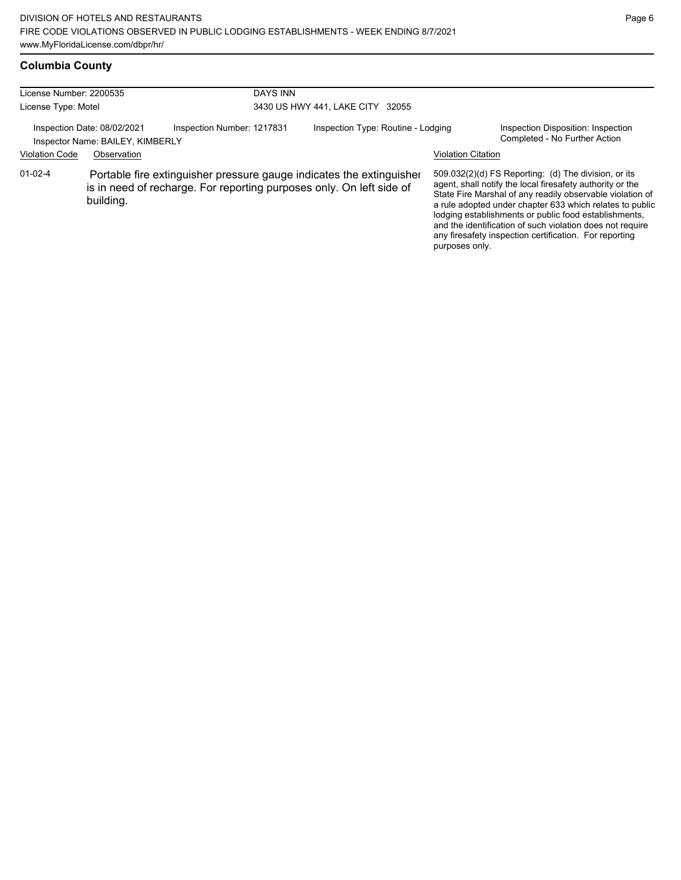## Columbia County

| License Number: 2200535 | DAYS INN |
|---|---|
| License Type: Motel | 3430 US HWY 441, LAKE CITY 32055 |

| Inspection Date: 08/02/2021 | Inspection Number: 1217831 | Inspection Type: Routine - Lodging | Inspection Disposition: Inspection Completed - No Further Action |
|---|---|---|---|
| Inspector Name: BAILEY, KIMBERLY | | | |

| Violation Code | Observation | Violation Citation |
|---|---|---|
| 01-02-4 | Portable fire extinguisher pressure gauge indicates the extinguisher is in need of recharge. For reporting purposes only. On left side of building. | 509.032(2)(d) FS Reporting: (d) The division, or its agent, shall notify the local firesafety authority or the State Fire Marshal of any readily observable violation of a rule adopted under chapter 633 which relates to public lodging establishments or public food establishments, and the identification of such violation does not require any firesafety inspection certification. For reporting purposes only. |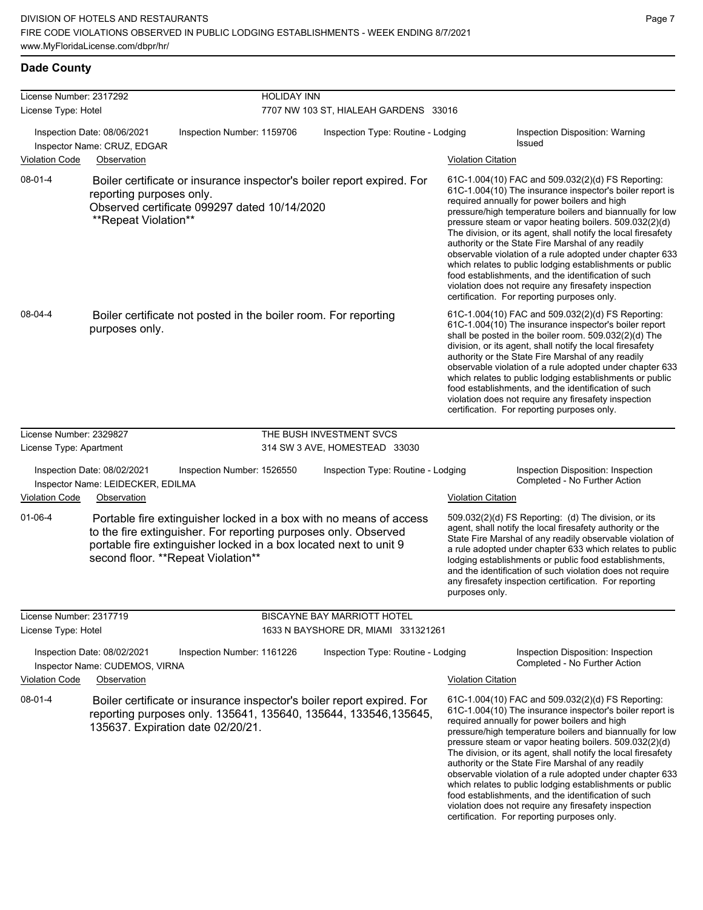## Dade County

**License Number:** 2317292 — **HOLIDAY INN**
**License Type:** Hotel — 7707 NW 103 ST, HIALEAH GARDENS 33016

Inspection Date: 08/06/2021 | Inspection Number: 1159706 | Inspection Type: Routine - Lodging | Inspection Disposition: Warning Issued
Inspector Name: CRUZ, EDGAR

| Violation Code | Observation | Violation Citation |
|---|---|---|
| 08-01-4 | Boiler certificate or insurance inspector's boiler report expired. For reporting purposes only. Observed certificate 099297 dated 10/14/2020 **Repeat Violation** | 61C-1.004(10) FAC and 509.032(2)(d) FS Reporting: 61C-1.004(10) The insurance inspector's boiler report is required annually for power boilers and high pressure/high temperature boilers and biannually for low pressure steam or vapor heating boilers. 509.032(2)(d) The division, or its agent, shall notify the local firesafety authority or the State Fire Marshal of any readily observable violation of a rule adopted under chapter 633 which relates to public lodging establishments or public food establishments, and the identification of such violation does not require any firesafety inspection certification. For reporting purposes only. |
| 08-04-4 | Boiler certificate not posted in the boiler room. For reporting purposes only. | 61C-1.004(10) FAC and 509.032(2)(d) FS Reporting: 61C-1.004(10) The insurance inspector's boiler report shall be posted in the boiler room. 509.032(2)(d) The division, or its agent, shall notify the local firesafety authority or the State Fire Marshal of any readily observable violation of a rule adopted under chapter 633 which relates to public lodging establishments or public food establishments, and the identification of such violation does not require any firesafety inspection certification. For reporting purposes only. |

**License Number:** 2329827 — **THE BUSH INVESTMENT SVCS**
**License Type:** Apartment — 314 SW 3 AVE, HOMESTEAD 33030

Inspection Date: 08/02/2021 | Inspection Number: 1526550 | Inspection Type: Routine - Lodging | Inspection Disposition: Inspection Completed - No Further Action
Inspector Name: LEIDECKER, EDILMA

| Violation Code | Observation | Violation Citation |
|---|---|---|
| 01-06-4 | Portable fire extinguisher locked in a box with no means of access to the fire extinguisher. For reporting purposes only. Observed portable fire extinguisher locked in a box located next to unit 9 second floor. **Repeat Violation** | 509.032(2)(d) FS Reporting: (d) The division, or its agent, shall notify the local firesafety authority or the State Fire Marshal of any readily observable violation of a rule adopted under chapter 633 which relates to public lodging establishments or public food establishments, and the identification of such violation does not require any firesafety inspection certification. For reporting purposes only. |

**License Number:** 2317719 — **BISCAYNE BAY MARRIOTT HOTEL**
**License Type:** Hotel — 1633 N BAYSHORE DR, MIAMI 331321261

Inspection Date: 08/02/2021 | Inspection Number: 1161226 | Inspection Type: Routine - Lodging | Inspection Disposition: Inspection Completed - No Further Action
Inspector Name: CUDEMOS, VIRNA

| Violation Code | Observation | Violation Citation |
|---|---|---|
| 08-01-4 | Boiler certificate or insurance inspector's boiler report expired. For reporting purposes only. 135641, 135640, 135644, 133546,135645, 135637. Expiration date 02/20/21. | 61C-1.004(10) FAC and 509.032(2)(d) FS Reporting: 61C-1.004(10) The insurance inspector's boiler report is required annually for power boilers and high pressure/high temperature boilers and biannually for low pressure steam or vapor heating boilers. 509.032(2)(d) The division, or its agent, shall notify the local firesafety authority or the State Fire Marshal of any readily observable violation of a rule adopted under chapter 633 which relates to public lodging establishments or public food establishments, and the identification of such violation does not require any firesafety inspection certification. For reporting purposes only. |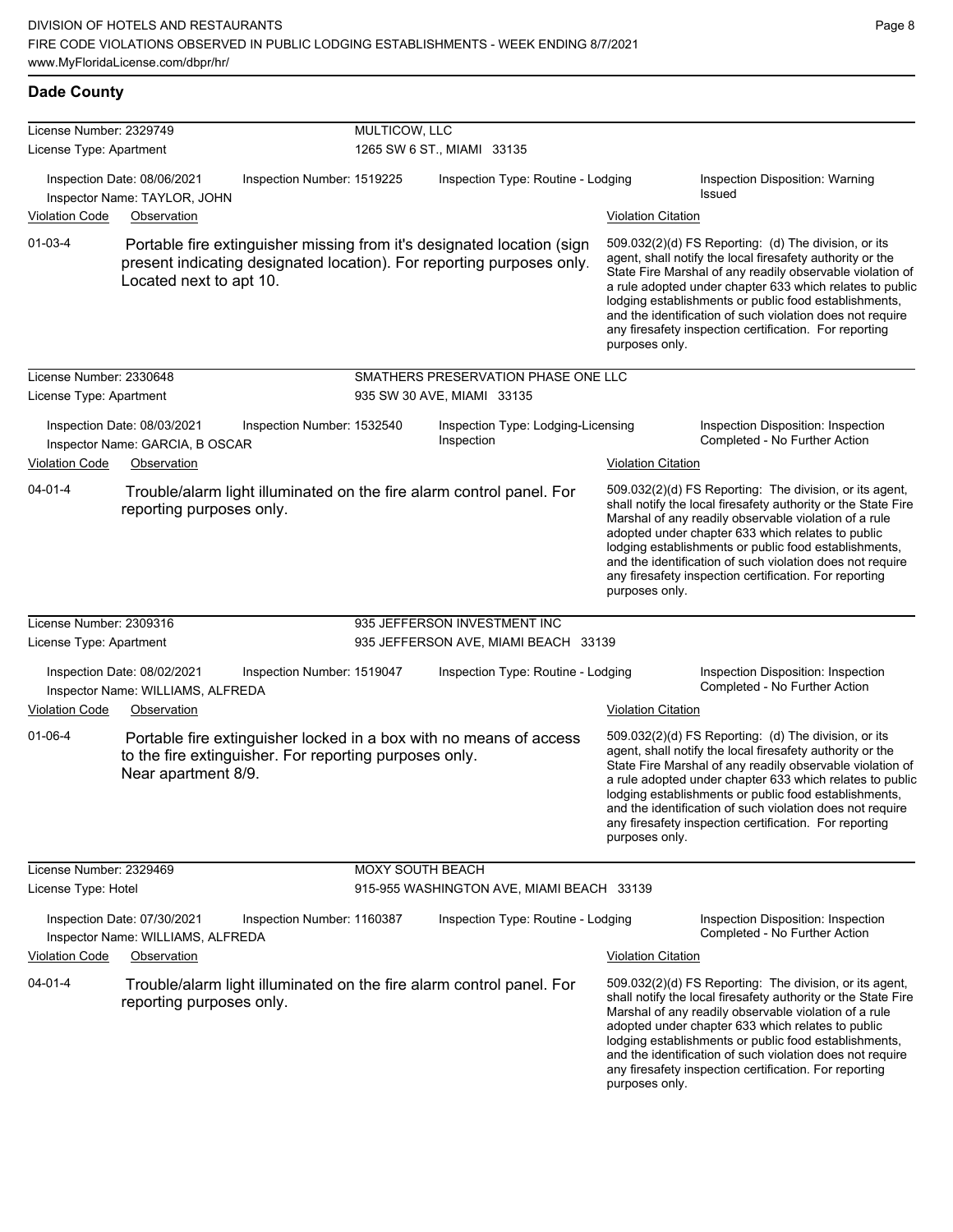## Dade County

**License Number:** 2329749 | MULTICOW, LLC
**License Type:** Apartment | 1265 SW 6 ST., MIAMI 33135

Inspection Date: 08/06/2021 | Inspection Number: 1519225 | Inspection Type: Routine - Lodging | Inspection Disposition: Warning Issued
Inspector Name: TAYLOR, JOHN

| Violation Code | Observation | Violation Citation |
|---|---|---|
| 01-03-4 | Portable fire extinguisher missing from it's designated location (sign present indicating designated location). For reporting purposes only. Located next to apt 10. | 509.032(2)(d) FS Reporting: (d) The division, or its agent, shall notify the local firesafety authority or the State Fire Marshal of any readily observable violation of a rule adopted under chapter 633 which relates to public lodging establishments or public food establishments, and the identification of such violation does not require any firesafety inspection certification. For reporting purposes only. |

**License Number:** 2330648 | SMATHERS PRESERVATION PHASE ONE LLC
**License Type:** Apartment | 935 SW 30 AVE, MIAMI 33135

Inspection Date: 08/03/2021 | Inspection Number: 1532540 | Inspection Type: Lodging-Licensing Inspection | Inspection Disposition: Inspection Completed - No Further Action
Inspector Name: GARCIA, B OSCAR

| Violation Code | Observation | Violation Citation |
|---|---|---|
| 04-01-4 | Trouble/alarm light illuminated on the fire alarm control panel. For reporting purposes only. | 509.032(2)(d) FS Reporting: The division, or its agent, shall notify the local firesafety authority or the State Fire Marshal of any readily observable violation of a rule adopted under chapter 633 which relates to public lodging establishments or public food establishments, and the identification of such violation does not require any firesafety inspection certification. For reporting purposes only. |

**License Number:** 2309316 | 935 JEFFERSON INVESTMENT INC
**License Type:** Apartment | 935 JEFFERSON AVE, MIAMI BEACH 33139

Inspection Date: 08/02/2021 | Inspection Number: 1519047 | Inspection Type: Routine - Lodging | Inspection Disposition: Inspection Completed - No Further Action
Inspector Name: WILLIAMS, ALFREDA

| Violation Code | Observation | Violation Citation |
|---|---|---|
| 01-06-4 | Portable fire extinguisher locked in a box with no means of access to the fire extinguisher. For reporting purposes only. Near apartment 8/9. | 509.032(2)(d) FS Reporting: (d) The division, or its agent, shall notify the local firesafety authority or the State Fire Marshal of any readily observable violation of a rule adopted under chapter 633 which relates to public lodging establishments or public food establishments, and the identification of such violation does not require any firesafety inspection certification. For reporting purposes only. |

**License Number:** 2329469 | MOXY SOUTH BEACH
**License Type:** Hotel | 915-955 WASHINGTON AVE, MIAMI BEACH 33139

Inspection Date: 07/30/2021 | Inspection Number: 1160387 | Inspection Type: Routine - Lodging | Inspection Disposition: Inspection Completed - No Further Action
Inspector Name: WILLIAMS, ALFREDA

| Violation Code | Observation | Violation Citation |
|---|---|---|
| 04-01-4 | Trouble/alarm light illuminated on the fire alarm control panel. For reporting purposes only. | 509.032(2)(d) FS Reporting: The division, or its agent, shall notify the local firesafety authority or the State Fire Marshal of any readily observable violation of a rule adopted under chapter 633 which relates to public lodging establishments or public food establishments, and the identification of such violation does not require any firesafety inspection certification. For reporting purposes only. |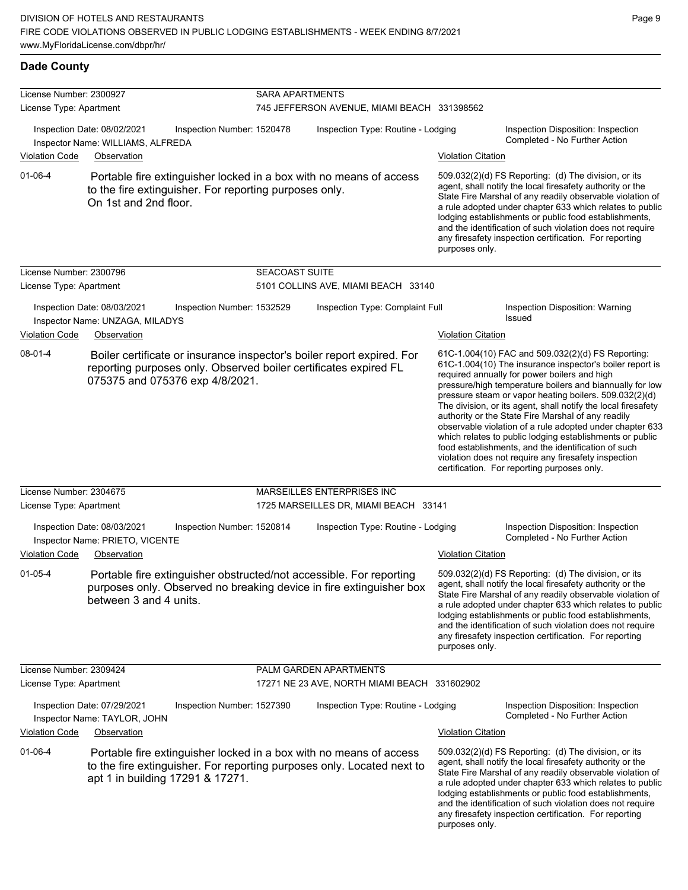## Dade County

**License Number:** 2300927 — **SARA APARTMENTS**
**License Type:** Apartment — 745 JEFFERSON AVENUE, MIAMI BEACH 331398562

Inspection Date: 08/02/2021 | Inspection Number: 1520478 | Inspection Type: Routine - Lodging | Inspection Disposition: Inspection Completed - No Further Action
Inspector Name: WILLIAMS, ALFREDA

| Violation Code | Observation | Violation Citation |
|---|---|---|
| 01-06-4 | Portable fire extinguisher locked in a box with no means of access to the fire extinguisher. For reporting purposes only. On 1st and 2nd floor. | 509.032(2)(d) FS Reporting: (d) The division, or its agent, shall notify the local firesafety authority or the State Fire Marshal of any readily observable violation of a rule adopted under chapter 633 which relates to public lodging establishments or public food establishments, and the identification of such violation does not require any firesafety inspection certification. For reporting purposes only. |

**License Number:** 2300796 — **SEACOAST SUITE**
**License Type:** Apartment — 5101 COLLINS AVE, MIAMI BEACH 33140

Inspection Date: 08/03/2021 | Inspection Number: 1532529 | Inspection Type: Complaint Full | Inspection Disposition: Warning Issued
Inspector Name: UNZAGA, MILADYS

| Violation Code | Observation | Violation Citation |
|---|---|---|
| 08-01-4 | Boiler certificate or insurance inspector's boiler report expired. For reporting purposes only. Observed boiler certificates expired FL 075375 and 075376 exp 4/8/2021. | 61C-1.004(10) FAC and 509.032(2)(d) FS Reporting: 61C-1.004(10) The insurance inspector's boiler report is required annually for power boilers and high pressure/high temperature boilers and biannually for low pressure steam or vapor heating boilers. 509.032(2)(d) The division, or its agent, shall notify the local firesafety authority or the State Fire Marshal of any readily observable violation of a rule adopted under chapter 633 which relates to public lodging establishments or public food establishments, and the identification of such violation does not require any firesafety inspection certification. For reporting purposes only. |

**License Number:** 2304675 — **MARSEILLES ENTERPRISES INC**
**License Type:** Apartment — 1725 MARSEILLES DR, MIAMI BEACH 33141

Inspection Date: 08/03/2021 | Inspection Number: 1520814 | Inspection Type: Routine - Lodging | Inspection Disposition: Inspection Completed - No Further Action
Inspector Name: PRIETO, VICENTE

| Violation Code | Observation | Violation Citation |
|---|---|---|
| 01-05-4 | Portable fire extinguisher obstructed/not accessible. For reporting purposes only. Observed no breaking device in fire extinguisher box between 3 and 4 units. | 509.032(2)(d) FS Reporting: (d) The division, or its agent, shall notify the local firesafety authority or the State Fire Marshal of any readily observable violation of a rule adopted under chapter 633 which relates to public lodging establishments or public food establishments, and the identification of such violation does not require any firesafety inspection certification. For reporting purposes only. |

**License Number:** 2309424 — **PALM GARDEN APARTMENTS**
**License Type:** Apartment — 17271 NE 23 AVE, NORTH MIAMI BEACH 331602902

Inspection Date: 07/29/2021 | Inspection Number: 1527390 | Inspection Type: Routine - Lodging | Inspection Disposition: Inspection Completed - No Further Action
Inspector Name: TAYLOR, JOHN

| Violation Code | Observation | Violation Citation |
|---|---|---|
| 01-06-4 | Portable fire extinguisher locked in a box with no means of access to the fire extinguisher. For reporting purposes only. Located next to apt 1 in building 17291 & 17271. | 509.032(2)(d) FS Reporting: (d) The division, or its agent, shall notify the local firesafety authority or the State Fire Marshal of any readily observable violation of a rule adopted under chapter 633 which relates to public lodging establishments or public food establishments, and the identification of such violation does not require any firesafety inspection certification. For reporting purposes only. |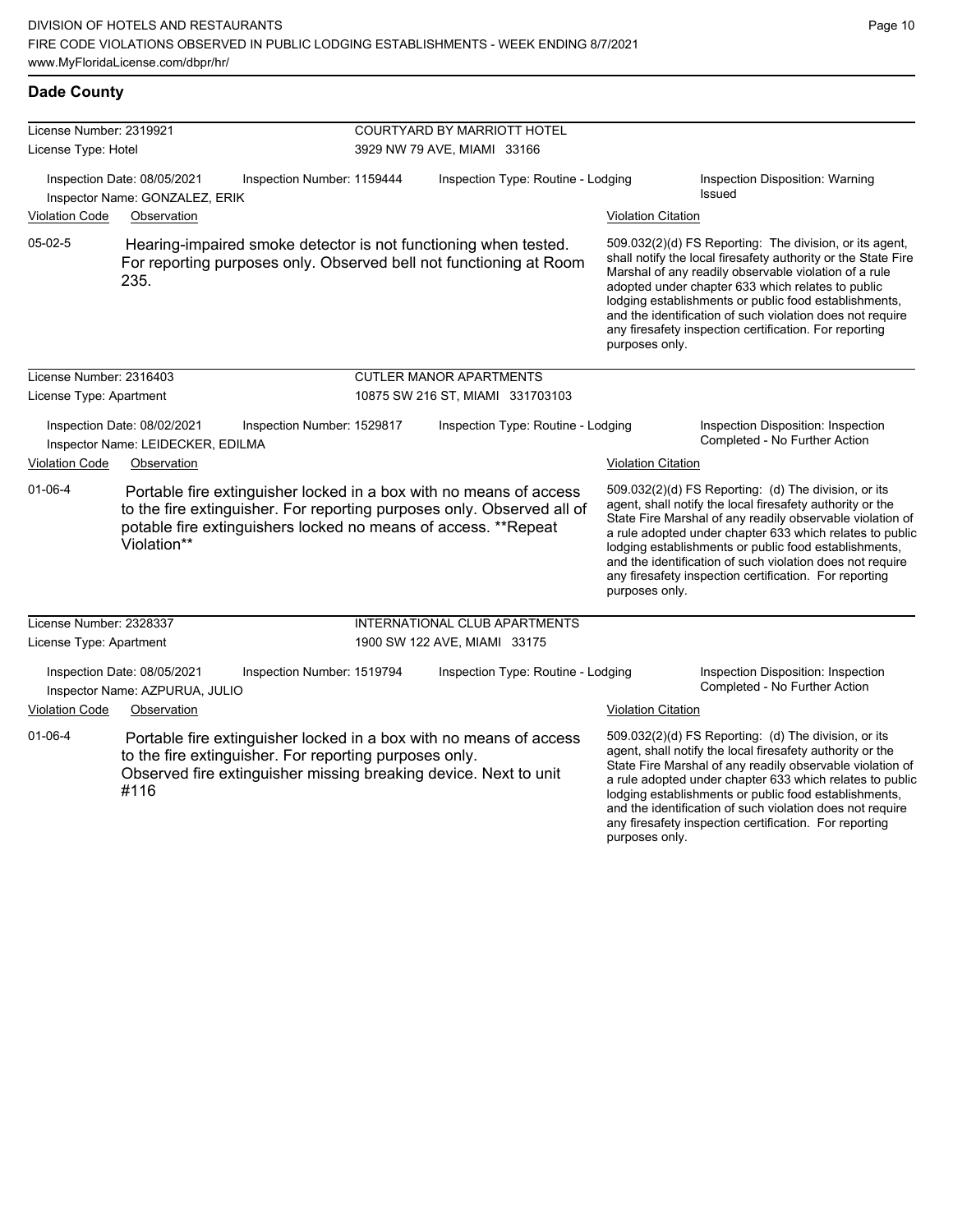## Dade County

**License Number:** 2319921
**License Type:** Hotel

**COURTYARD BY MARRIOTT HOTEL**
3929 NW 79 AVE, MIAMI 33166

Inspection Date: 08/05/2021 | Inspection Number: 1159444 | Inspection Type: Routine - Lodging | Inspection Disposition: Warning Issued
Inspector Name: GONZALEZ, ERIK

| Violation Code | Observation | Violation Citation |
| --- | --- | --- |
| 05-02-5 | Hearing-impaired smoke detector is not functioning when tested. For reporting purposes only. Observed bell not functioning at Room 235. | 509.032(2)(d) FS Reporting: The division, or its agent, shall notify the local firesafety authority or the State Fire Marshal of any readily observable violation of a rule adopted under chapter 633 which relates to public lodging establishments or public food establishments, and the identification of such violation does not require any firesafety inspection certification. For reporting purposes only. |

**License Number:** 2316403
**License Type:** Apartment

**CUTLER MANOR APARTMENTS**
10875 SW 216 ST, MIAMI 331703103

Inspection Date: 08/02/2021 | Inspection Number: 1529817 | Inspection Type: Routine - Lodging | Inspection Disposition: Inspection Completed - No Further Action
Inspector Name: LEIDECKER, EDILMA

| Violation Code | Observation | Violation Citation |
| --- | --- | --- |
| 01-06-4 | Portable fire extinguisher locked in a box with no means of access to the fire extinguisher. For reporting purposes only. Observed all of potable fire extinguishers locked no means of access. **Repeat Violation** | 509.032(2)(d) FS Reporting: (d) The division, or its agent, shall notify the local firesafety authority or the State Fire Marshal of any readily observable violation of a rule adopted under chapter 633 which relates to public lodging establishments or public food establishments, and the identification of such violation does not require any firesafety inspection certification. For reporting purposes only. |

**License Number:** 2328337
**License Type:** Apartment

**INTERNATIONAL CLUB APARTMENTS**
1900 SW 122 AVE, MIAMI 33175

Inspection Date: 08/05/2021 | Inspection Number: 1519794 | Inspection Type: Routine - Lodging | Inspection Disposition: Inspection Completed - No Further Action
Inspector Name: AZPURUA, JULIO

| Violation Code | Observation | Violation Citation |
| --- | --- | --- |
| 01-06-4 | Portable fire extinguisher locked in a box with no means of access to the fire extinguisher. For reporting purposes only. Observed fire extinguisher missing breaking device. Next to unit #116 | 509.032(2)(d) FS Reporting: (d) The division, or its agent, shall notify the local firesafety authority or the State Fire Marshal of any readily observable violation of a rule adopted under chapter 633 which relates to public lodging establishments or public food establishments, and the identification of such violation does not require any firesafety inspection certification. For reporting purposes only. |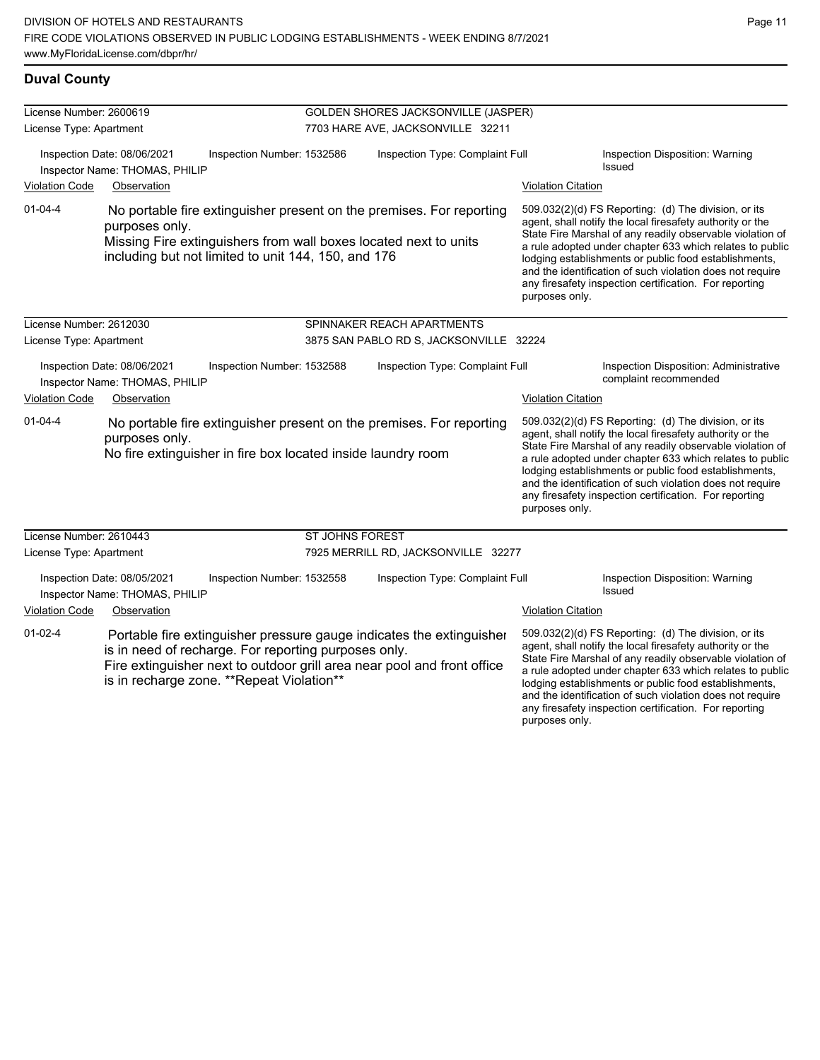## Duval County

| License Number: 2600619 | GOLDEN SHORES JACKSONVILLE (JASPER) |
|---|---|
| License Type: Apartment | 7703 HARE AVE, JACKSONVILLE 32211 |

Inspection Date: 08/06/2021 | Inspection Number: 1532586 | Inspection Type: Complaint Full | Inspection Disposition: Warning Issued
Inspector Name: THOMAS, PHILIP

| Violation Code | Observation | Violation Citation |
|---|---|---|
| 01-04-4 | No portable fire extinguisher present on the premises. For reporting purposes only. Missing Fire extinguishers from wall boxes located next to units including but not limited to unit 144, 150, and 176 | 509.032(2)(d) FS Reporting: (d) The division, or its agent, shall notify the local firesafety authority or the State Fire Marshal of any readily observable violation of a rule adopted under chapter 633 which relates to public lodging establishments or public food establishments, and the identification of such violation does not require any firesafety inspection certification. For reporting purposes only. |

| License Number: 2612030 | SPINNAKER REACH APARTMENTS |
|---|---|
| License Type: Apartment | 3875 SAN PABLO RD S, JACKSONVILLE 32224 |

Inspection Date: 08/06/2021 | Inspection Number: 1532588 | Inspection Type: Complaint Full | Inspection Disposition: Administrative complaint recommended
Inspector Name: THOMAS, PHILIP

| Violation Code | Observation | Violation Citation |
|---|---|---|
| 01-04-4 | No portable fire extinguisher present on the premises. For reporting purposes only. No fire extinguisher in fire box located inside laundry room | 509.032(2)(d) FS Reporting: (d) The division, or its agent, shall notify the local firesafety authority or the State Fire Marshal of any readily observable violation of a rule adopted under chapter 633 which relates to public lodging establishments or public food establishments, and the identification of such violation does not require any firesafety inspection certification. For reporting purposes only. |

| License Number: 2610443 | ST JOHNS FOREST |
|---|---|
| License Type: Apartment | 7925 MERRILL RD, JACKSONVILLE 32277 |

Inspection Date: 08/05/2021 | Inspection Number: 1532558 | Inspection Type: Complaint Full | Inspection Disposition: Warning Issued
Inspector Name: THOMAS, PHILIP

| Violation Code | Observation | Violation Citation |
|---|---|---|
| 01-02-4 | Portable fire extinguisher pressure gauge indicates the extinguisher is in need of recharge. For reporting purposes only. Fire extinguisher next to outdoor grill area near pool and front office is in recharge zone. **Repeat Violation** | 509.032(2)(d) FS Reporting: (d) The division, or its agent, shall notify the local firesafety authority or the State Fire Marshal of any readily observable violation of a rule adopted under chapter 633 which relates to public lodging establishments or public food establishments, and the identification of such violation does not require any firesafety inspection certification. For reporting purposes only. |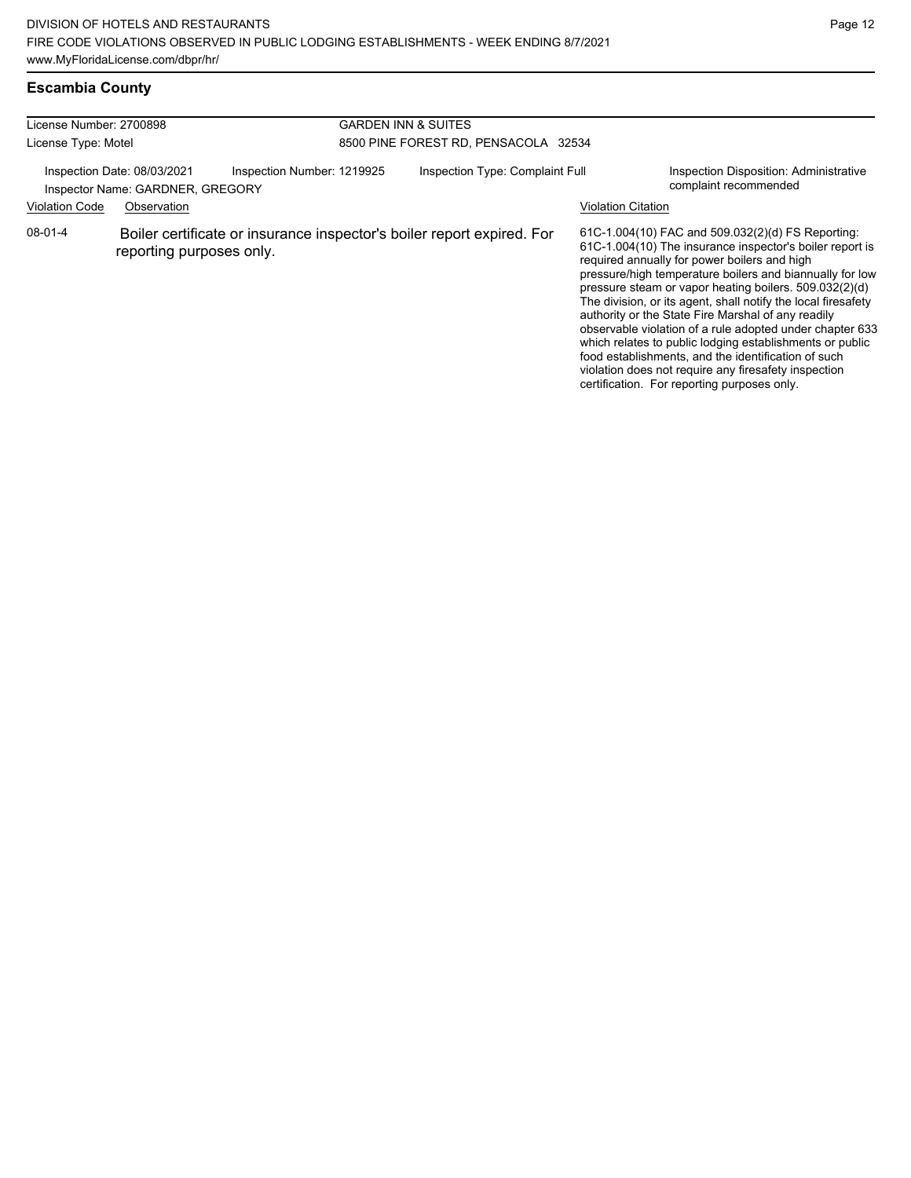## Escambia County

License Number: 2700898
License Type: Motel

**GARDEN INN & SUITES**
8500 PINE FOREST RD, PENSACOLA 32534

Inspection Date: 08/03/2021
Inspector Name: GARDNER, GREGORY
Inspection Number: 1219925
Inspection Type: Complaint Full
Inspection Disposition: Administrative complaint recommended

| Violation Code | Observation | Violation Citation |
| --- | --- | --- |
| 08-01-4 | Boiler certificate or insurance inspector's boiler report expired. For reporting purposes only. | 61C-1.004(10) FAC and 509.032(2)(d) FS Reporting: 61C-1.004(10) The insurance inspector's boiler report is required annually for power boilers and high pressure/high temperature boilers and biannually for low pressure steam or vapor heating boilers. 509.032(2)(d) The division, or its agent, shall notify the local firesafety authority or the State Fire Marshal of any readily observable violation of a rule adopted under chapter 633 which relates to public lodging establishments or public food establishments, and the identification of such violation does not require any firesafety inspection certification. For reporting purposes only. |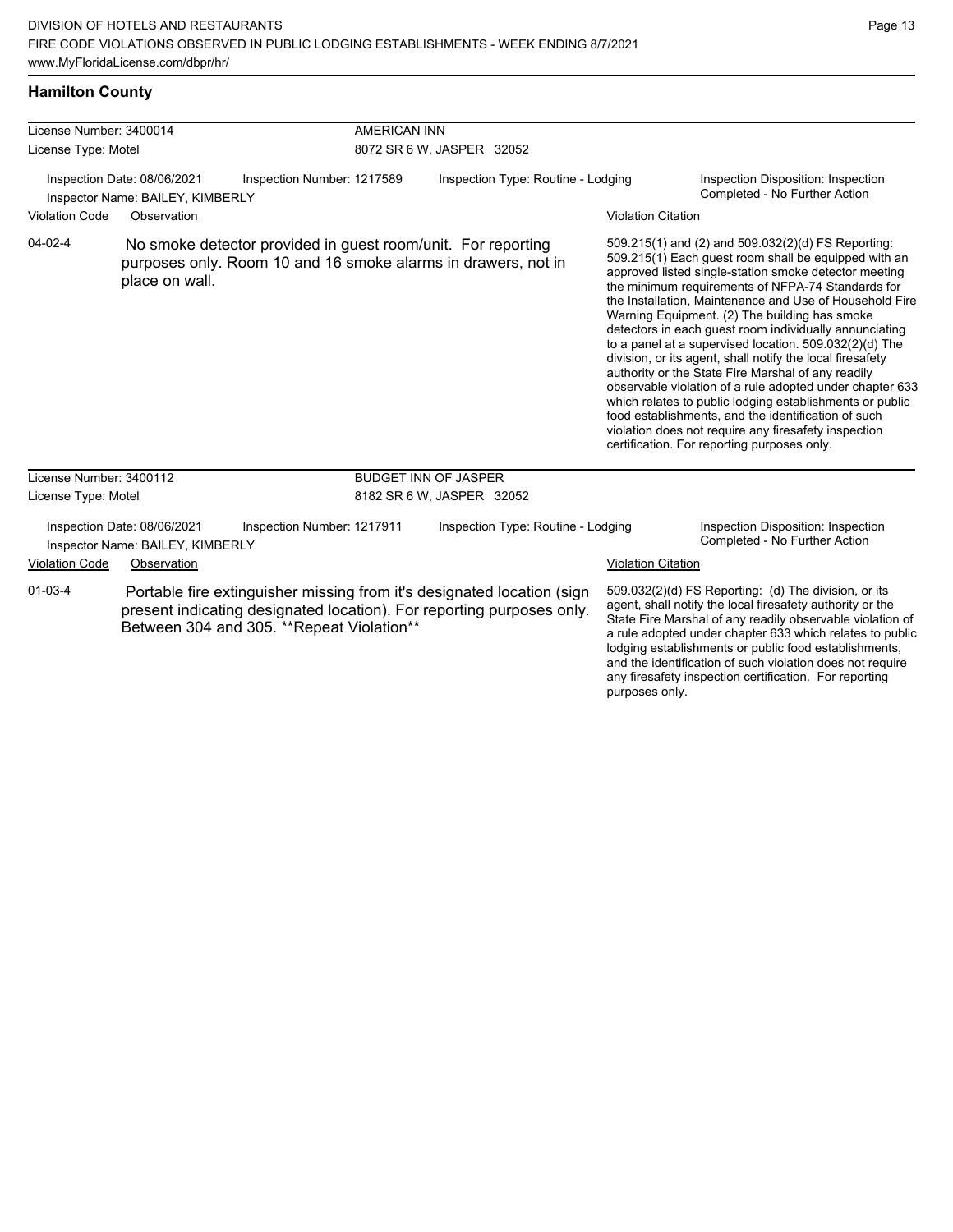## Hamilton County

| License Number: 3400014 | AMERICAN INN |
|---|---|
| License Type: Motel | 8072 SR 6 W, JASPER 32052 |

Inspection Date: 08/06/2021 | Inspection Number: 1217589 | Inspection Type: Routine - Lodging | Inspection Disposition: Inspection Completed - No Further Action

Inspector Name: BAILEY, KIMBERLY

| Violation Code | Observation | Violation Citation |
|---|---|---|
| 04-02-4 | No smoke detector provided in guest room/unit. For reporting purposes only. Room 10 and 16 smoke alarms in drawers, not in place on wall. | 509.215(1) and (2) and 509.032(2)(d) FS Reporting: 509.215(1) Each guest room shall be equipped with an approved listed single-station smoke detector meeting the minimum requirements of NFPA-74 Standards for the Installation, Maintenance and Use of Household Fire Warning Equipment. (2) The building has smoke detectors in each guest room individually annunciating to a panel at a supervised location. 509.032(2)(d) The division, or its agent, shall notify the local firesafety authority or the State Fire Marshal of any readily observable violation of a rule adopted under chapter 633 which relates to public lodging establishments or public food establishments, and the identification of such violation does not require any firesafety inspection certification. For reporting purposes only. |

| License Number: 3400112 | BUDGET INN OF JASPER |
|---|---|
| License Type: Motel | 8182 SR 6 W, JASPER 32052 |

Inspection Date: 08/06/2021 | Inspection Number: 1217911 | Inspection Type: Routine - Lodging | Inspection Disposition: Inspection Completed - No Further Action

Inspector Name: BAILEY, KIMBERLY

| Violation Code | Observation | Violation Citation |
|---|---|---|
| 01-03-4 | Portable fire extinguisher missing from it's designated location (sign present indicating designated location). For reporting purposes only. Between 304 and 305. **Repeat Violation** | 509.032(2)(d) FS Reporting: (d) The division, or its agent, shall notify the local firesafety authority or the State Fire Marshal of any readily observable violation of a rule adopted under chapter 633 which relates to public lodging establishments or public food establishments, and the identification of such violation does not require any firesafety inspection certification. For reporting purposes only. |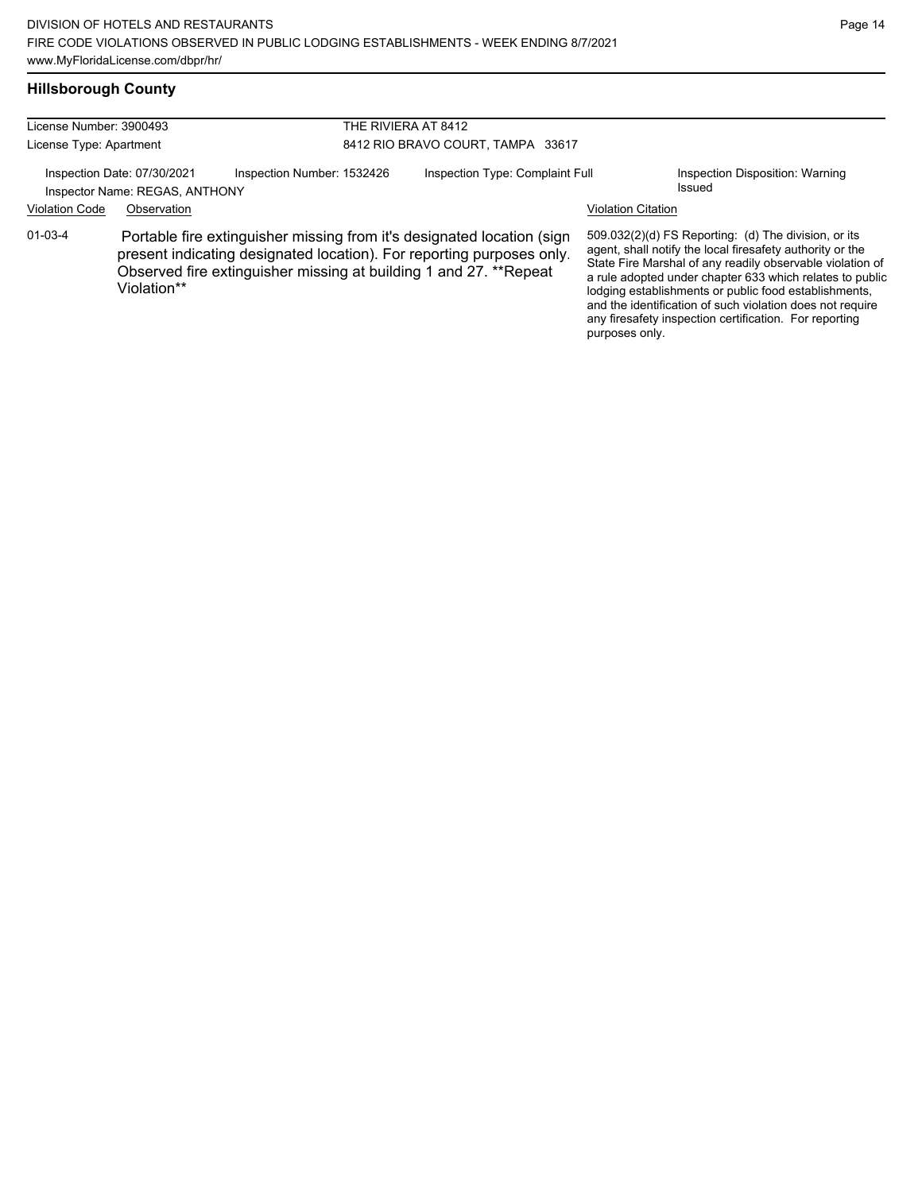## Hillsborough County

License Number: 3900493

License Type: Apartment

THE RIVIERA AT 8412

8412 RIO BRAVO COURT, TAMPA 33617

Inspection Date: 07/30/2021

Inspection Number: 1532426

Inspection Type: Complaint Full

Inspection Disposition: Warning Issued

Inspector Name: REGAS, ANTHONY

| Violation Code | Observation | Violation Citation |
| --- | --- | --- |
| 01-03-4 | Portable fire extinguisher missing from it's designated location (sign present indicating designated location). For reporting purposes only. Observed fire extinguisher missing at building 1 and 27. **Repeat Violation** | 509.032(2)(d) FS Reporting: (d) The division, or its agent, shall notify the local firesafety authority or the State Fire Marshal of any readily observable violation of a rule adopted under chapter 633 which relates to public lodging establishments or public food establishments, and the identification of such violation does not require any firesafety inspection certification. For reporting purposes only. |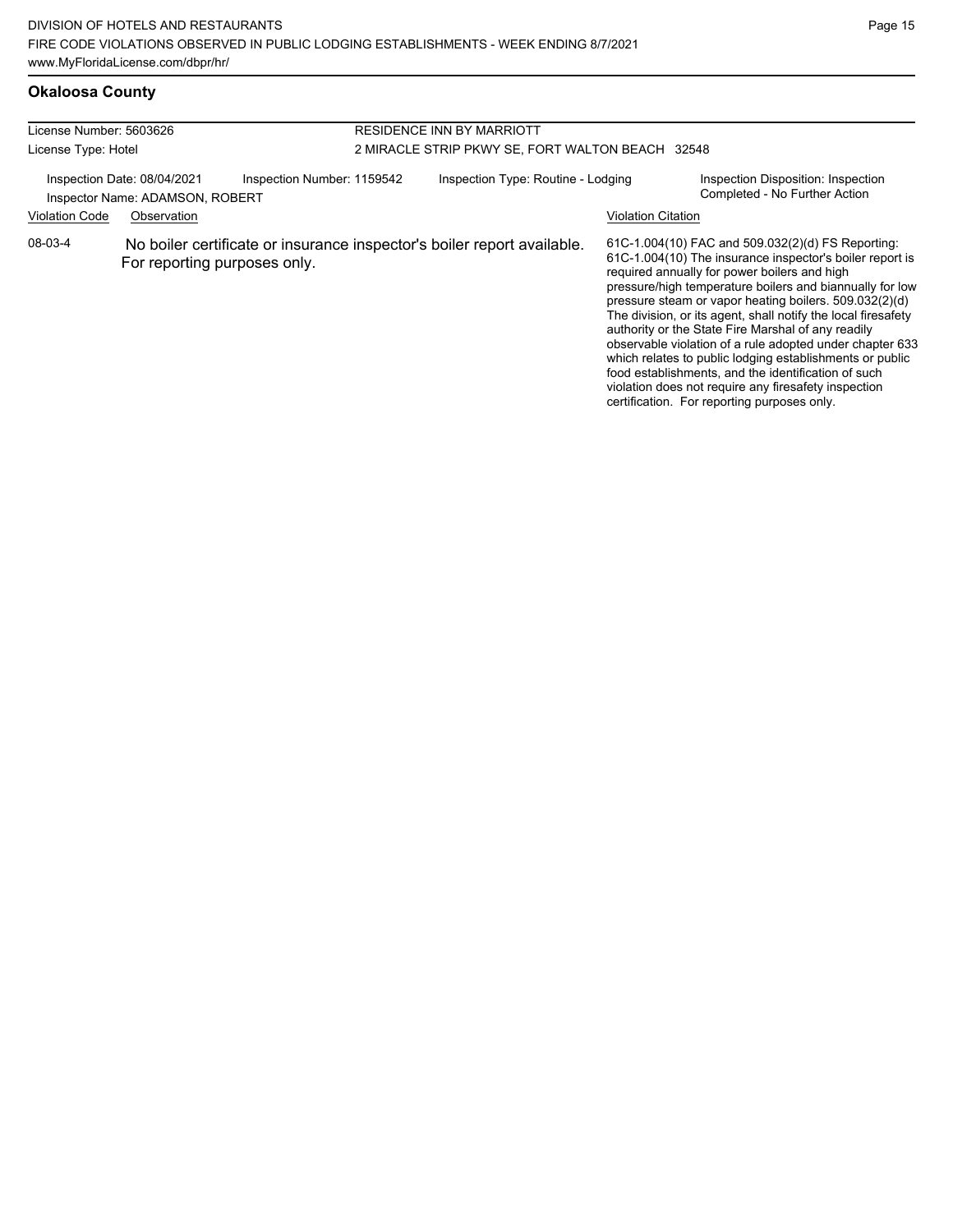## Okaloosa County

| License Number: 5603626 | RESIDENCE INN BY MARRIOTT |
|---|---|
| License Type: Hotel | 2 MIRACLE STRIP PKWY SE, FORT WALTON BEACH 32548 |

Inspection Date: 08/04/2021 | Inspection Number: 1159542 | Inspection Type: Routine - Lodging | Inspection Disposition: Inspection Completed - No Further Action

Inspector Name: ADAMSON, ROBERT

| Violation Code | Observation | Violation Citation |
|---|---|---|
| 08-03-4 | No boiler certificate or insurance inspector's boiler report available. For reporting purposes only. | 61C-1.004(10) FAC and 509.032(2)(d) FS Reporting: 61C-1.004(10) The insurance inspector's boiler report is required annually for power boilers and high pressure/high temperature boilers and biannually for low pressure steam or vapor heating boilers. 509.032(2)(d) The division, or its agent, shall notify the local firesafety authority or the State Fire Marshal of any readily observable violation of a rule adopted under chapter 633 which relates to public lodging establishments or public food establishments, and the identification of such violation does not require any firesafety inspection certification. For reporting purposes only. |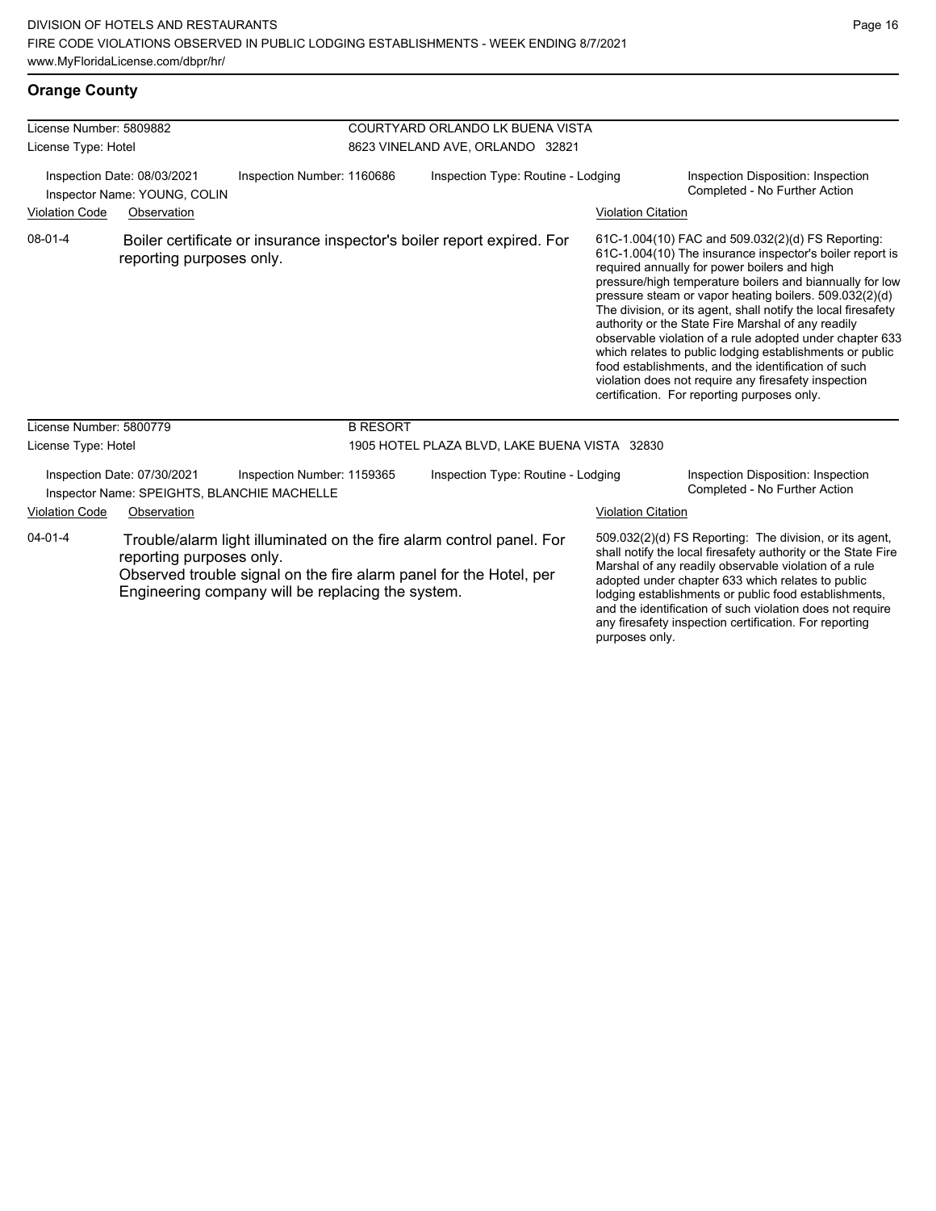## Orange County

**License Number:** 5809882
**License Type:** Hotel

**COURTYARD ORLANDO LK BUENA VISTA**
8623 VINELAND AVE, ORLANDO 32821

Inspection Date: 08/03/2021
Inspector Name: YOUNG, COLIN
Inspection Number: 1160686
Inspection Type: Routine - Lodging
Inspection Disposition: Inspection Completed - No Further Action

| Violation Code | Observation | Violation Citation |
| --- | --- | --- |
| 08-01-4 | Boiler certificate or insurance inspector's boiler report expired. For reporting purposes only. | 61C-1.004(10) FAC and 509.032(2)(d) FS Reporting: 61C-1.004(10) The insurance inspector's boiler report is required annually for power boilers and high pressure/high temperature boilers and biannually for low pressure steam or vapor heating boilers. 509.032(2)(d) The division, or its agent, shall notify the local firesafety authority or the State Fire Marshal of any readily observable violation of a rule adopted under chapter 633 which relates to public lodging establishments or public food establishments, and the identification of such violation does not require any firesafety inspection certification. For reporting purposes only. |

**License Number:** 5800779
**License Type:** Hotel

**B RESORT**
1905 HOTEL PLAZA BLVD, LAKE BUENA VISTA 32830

Inspection Date: 07/30/2021
Inspector Name: SPEIGHTS, BLANCHIE MACHELLE
Inspection Number: 1159365
Inspection Type: Routine - Lodging
Inspection Disposition: Inspection Completed - No Further Action

| Violation Code | Observation | Violation Citation |
| --- | --- | --- |
| 04-01-4 | Trouble/alarm light illuminated on the fire alarm control panel. For reporting purposes only. Observed trouble signal on the fire alarm panel for the Hotel, per Engineering company will be replacing the system. | 509.032(2)(d) FS Reporting: The division, or its agent, shall notify the local firesafety authority or the State Fire Marshal of any readily observable violation of a rule adopted under chapter 633 which relates to public lodging establishments or public food establishments, and the identification of such violation does not require any firesafety inspection certification. For reporting purposes only. |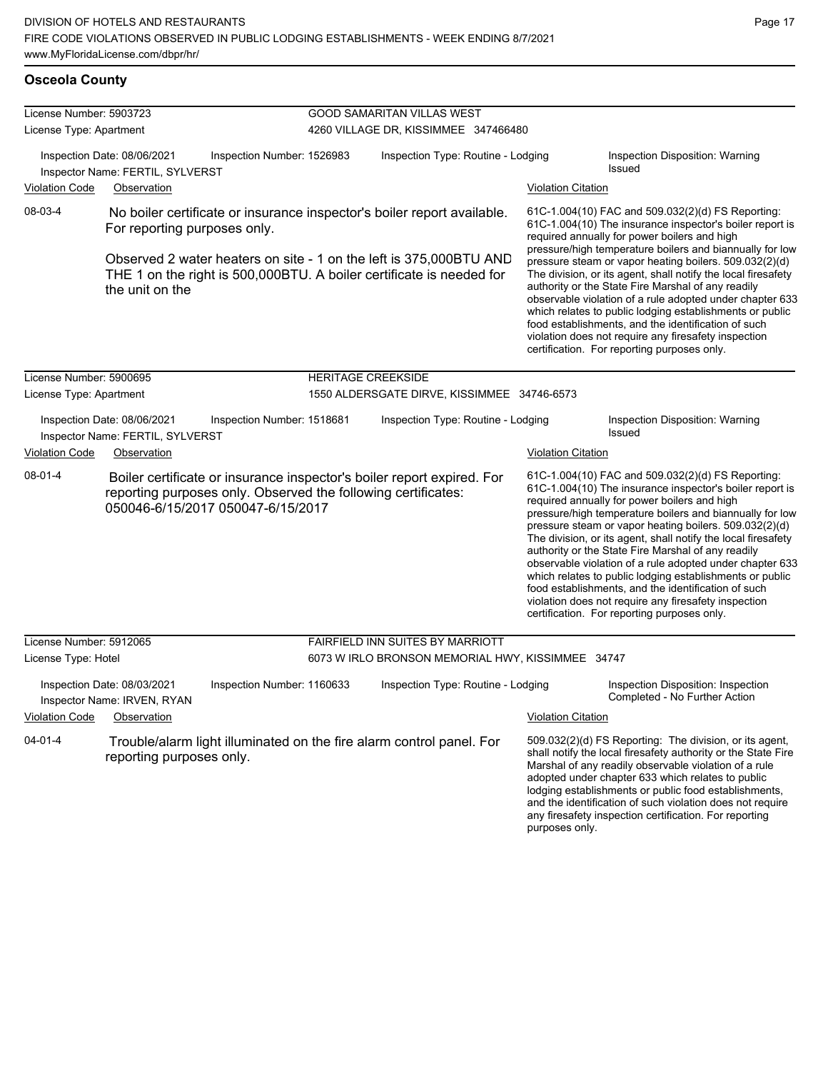## Osceola County

**License Number:** 5903723 — **GOOD SAMARITAN VILLAS WEST**
**License Type:** Apartment — 4260 VILLAGE DR, KISSIMMEE 347466480

Inspection Date: 08/06/2021 | Inspection Number: 1526983 | Inspection Type: Routine - Lodging | Inspection Disposition: Warning Issued
Inspector Name: FERTIL, SYLVERST

| Violation Code | Observation | Violation Citation |
|---|---|---|
| 08-03-4 | No boiler certificate or insurance inspector's boiler report available. For reporting purposes only. Observed 2 water heaters on site - 1 on the left is 375,000BTU AND THE 1 on the right is 500,000BTU. A boiler certificate is needed for the unit on the | 61C-1.004(10) FAC and 509.032(2)(d) FS Reporting: 61C-1.004(10) The insurance inspector's boiler report is required annually for power boilers and high pressure/high temperature boilers and biannually for low pressure steam or vapor heating boilers. 509.032(2)(d) The division, or its agent, shall notify the local firesafety authority or the State Fire Marshal of any readily observable violation of a rule adopted under chapter 633 which relates to public lodging establishments or public food establishments, and the identification of such violation does not require any firesafety inspection certification. For reporting purposes only. |

**License Number:** 5900695 — **HERITAGE CREEKSIDE**
**License Type:** Apartment — 1550 ALDERSGATE DIRVE, KISSIMMEE 34746-6573

Inspection Date: 08/06/2021 | Inspection Number: 1518681 | Inspection Type: Routine - Lodging | Inspection Disposition: Warning Issued
Inspector Name: FERTIL, SYLVERST

| Violation Code | Observation | Violation Citation |
|---|---|---|
| 08-01-4 | Boiler certificate or insurance inspector's boiler report expired. For reporting purposes only. Observed the following certificates: 050046-6/15/2017 050047-6/15/2017 | 61C-1.004(10) FAC and 509.032(2)(d) FS Reporting: 61C-1.004(10) The insurance inspector's boiler report is required annually for power boilers and high pressure/high temperature boilers and biannually for low pressure steam or vapor heating boilers. 509.032(2)(d) The division, or its agent, shall notify the local firesafety authority or the State Fire Marshal of any readily observable violation of a rule adopted under chapter 633 which relates to public lodging establishments or public food establishments, and the identification of such violation does not require any firesafety inspection certification. For reporting purposes only. |

**License Number:** 5912065 — **FAIRFIELD INN SUITES BY MARRIOTT**
**License Type:** Hotel — 6073 W IRLO BRONSON MEMORIAL HWY, KISSIMMEE 34747

Inspection Date: 08/03/2021 | Inspection Number: 1160633 | Inspection Type: Routine - Lodging | Inspection Disposition: Inspection Completed - No Further Action
Inspector Name: IRVEN, RYAN

| Violation Code | Observation | Violation Citation |
|---|---|---|
| 04-01-4 | Trouble/alarm light illuminated on the fire alarm control panel. For reporting purposes only. | 509.032(2)(d) FS Reporting: The division, or its agent, shall notify the local firesafety authority or the State Fire Marshal of any readily observable violation of a rule adopted under chapter 633 which relates to public lodging establishments or public food establishments, and the identification of such violation does not require any firesafety inspection certification. For reporting purposes only. |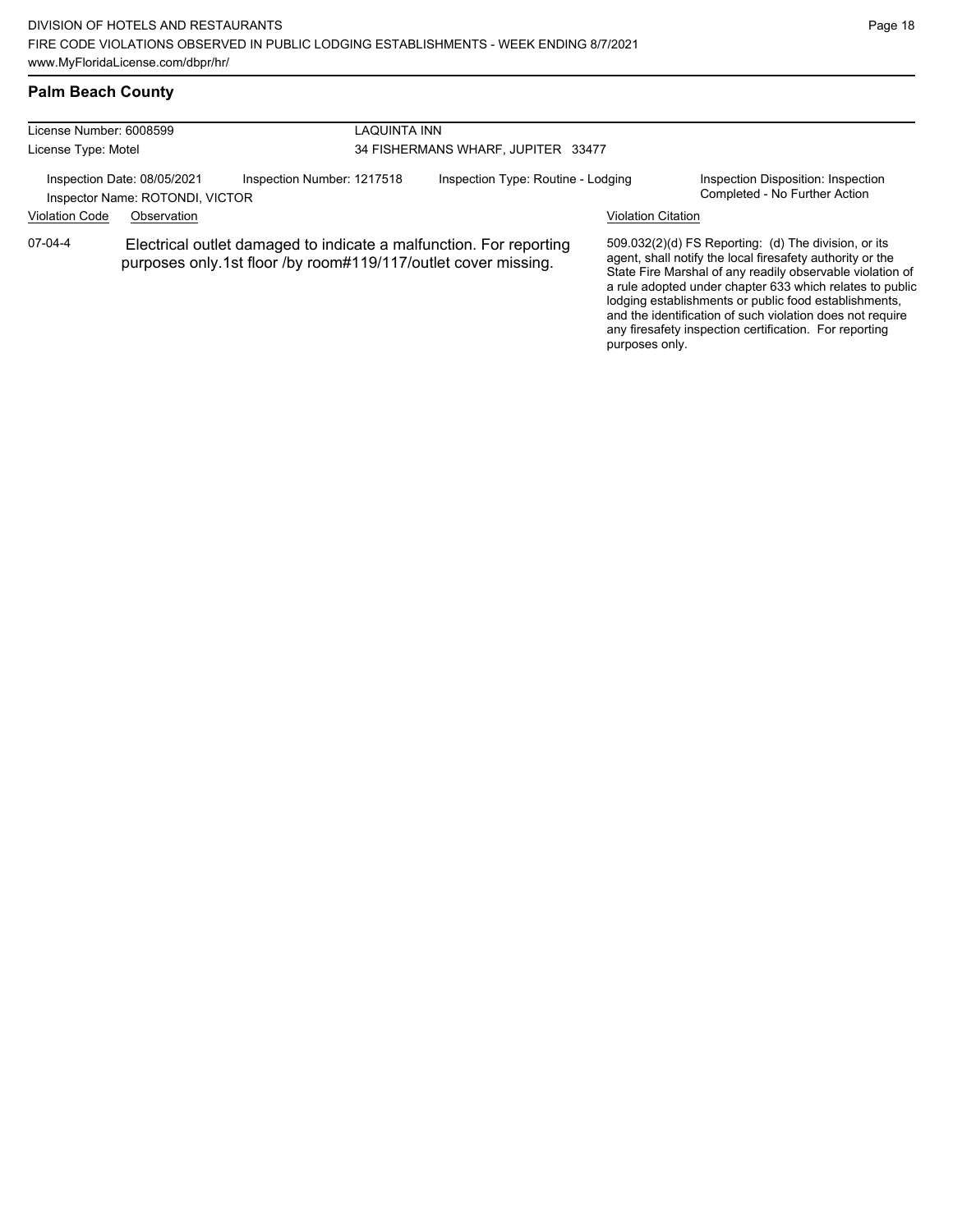## Palm Beach County

License Number: 6008599

License Type: Motel

LAQUINTA INN

34 FISHERMANS WHARF, JUPITER 33477

Inspection Date: 08/05/2021

Inspector Name: ROTONDI, VICTOR

Inspection Number: 1217518

Inspection Type: Routine - Lodging

Inspection Disposition: Inspection Completed - No Further Action

| Violation Code | Observation | Violation Citation |
|---|---|---|
| 07-04-4 | Electrical outlet damaged to indicate a malfunction. For reporting purposes only.1st floor /by room#119/117/outlet cover missing. | 509.032(2)(d) FS Reporting: (d) The division, or its agent, shall notify the local firesafety authority or the State Fire Marshal of any readily observable violation of a rule adopted under chapter 633 which relates to public lodging establishments or public food establishments, and the identification of such violation does not require any firesafety inspection certification. For reporting purposes only. |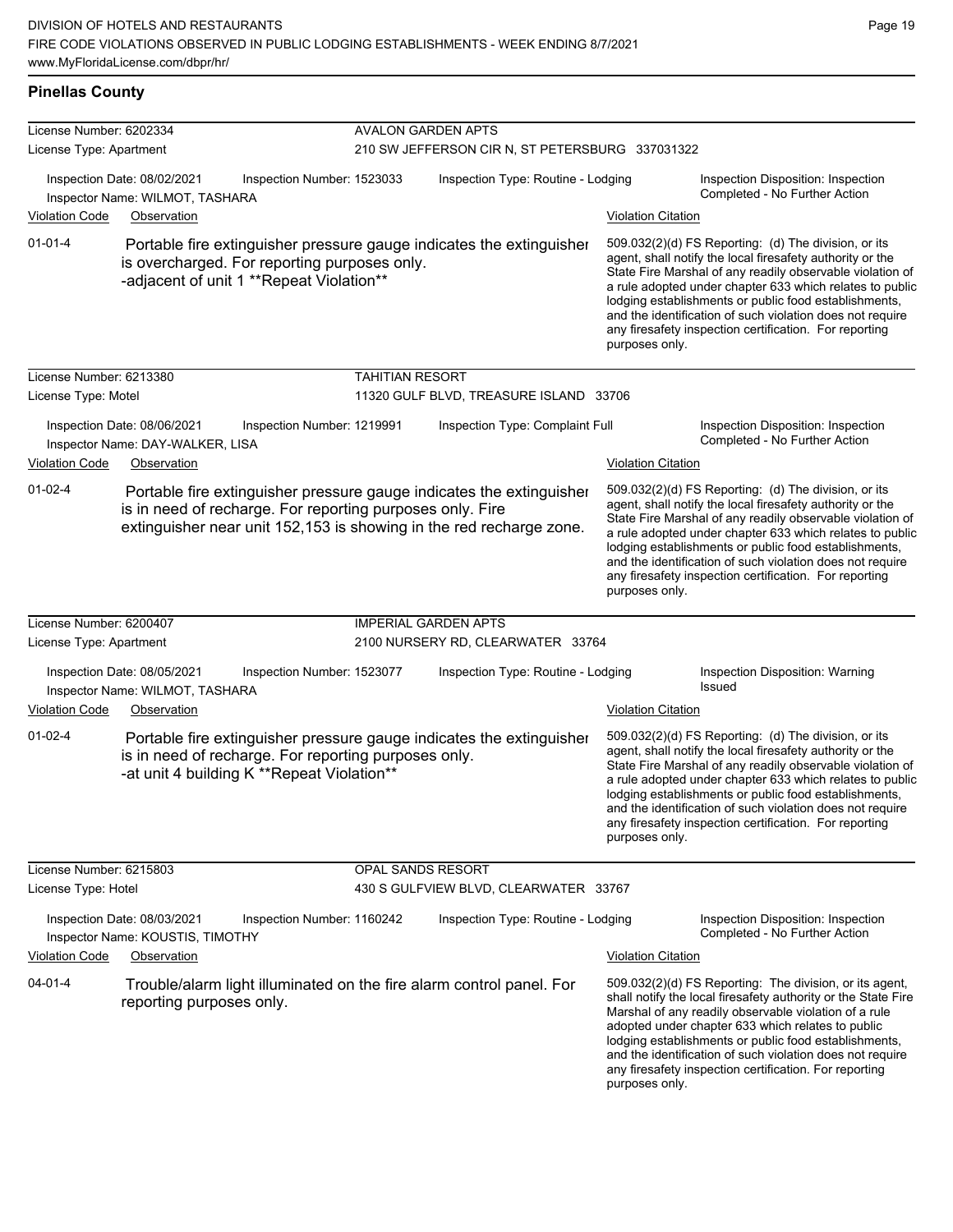## Pinellas County

| License Number: 6202334 | | AVALON GARDEN APTS | |
|---|---|---|---|
| License Type: Apartment | | 210 SW JEFFERSON CIR N, ST PETERSBURG 337031322 | |
| Inspection Date: 08/02/2021<br>Inspector Name: WILMOT, TASHARA | Inspection Number: 1523033 | Inspection Type: Routine - Lodging | Inspection Disposition: Inspection Completed - No Further Action |

| Violation Code | Observation | Violation Citation |
|---|---|---|
| 01-01-4 | Portable fire extinguisher pressure gauge indicates the extinguisher is overcharged. For reporting purposes only. -adjacent of unit 1 **Repeat Violation** | 509.032(2)(d) FS Reporting: (d) The division, or its agent, shall notify the local firesafety authority or the State Fire Marshal of any readily observable violation of a rule adopted under chapter 633 which relates to public lodging establishments or public food establishments, and the identification of such violation does not require any firesafety inspection certification. For reporting purposes only. |

| License Number: 6213380 | | TAHITIAN RESORT | |
|---|---|---|---|
| License Type: Motel | | 11320 GULF BLVD, TREASURE ISLAND 33706 | |
| Inspection Date: 08/06/2021<br>Inspector Name: DAY-WALKER, LISA | Inspection Number: 1219991 | Inspection Type: Complaint Full | Inspection Disposition: Inspection Completed - No Further Action |

| Violation Code | Observation | Violation Citation |
|---|---|---|
| 01-02-4 | Portable fire extinguisher pressure gauge indicates the extinguisher is in need of recharge. For reporting purposes only. Fire extinguisher near unit 152,153 is showing in the red recharge zone. | 509.032(2)(d) FS Reporting: (d) The division, or its agent, shall notify the local firesafety authority or the State Fire Marshal of any readily observable violation of a rule adopted under chapter 633 which relates to public lodging establishments or public food establishments, and the identification of such violation does not require any firesafety inspection certification. For reporting purposes only. |

| License Number: 6200407 | | IMPERIAL GARDEN APTS | |
|---|---|---|---|
| License Type: Apartment | | 2100 NURSERY RD, CLEARWATER 33764 | |
| Inspection Date: 08/05/2021<br>Inspector Name: WILMOT, TASHARA | Inspection Number: 1523077 | Inspection Type: Routine - Lodging | Inspection Disposition: Warning Issued |

| Violation Code | Observation | Violation Citation |
|---|---|---|
| 01-02-4 | Portable fire extinguisher pressure gauge indicates the extinguisher is in need of recharge. For reporting purposes only. -at unit 4 building K **Repeat Violation** | 509.032(2)(d) FS Reporting: (d) The division, or its agent, shall notify the local firesafety authority or the State Fire Marshal of any readily observable violation of a rule adopted under chapter 633 which relates to public lodging establishments or public food establishments, and the identification of such violation does not require any firesafety inspection certification. For reporting purposes only. |

| License Number: 6215803 | | OPAL SANDS RESORT | |
|---|---|---|---|
| License Type: Hotel | | 430 S GULFVIEW BLVD, CLEARWATER 33767 | |
| Inspection Date: 08/03/2021<br>Inspector Name: KOUSTIS, TIMOTHY | Inspection Number: 1160242 | Inspection Type: Routine - Lodging | Inspection Disposition: Inspection Completed - No Further Action |

| Violation Code | Observation | Violation Citation |
|---|---|---|
| 04-01-4 | Trouble/alarm light illuminated on the fire alarm control panel. For reporting purposes only. | 509.032(2)(d) FS Reporting: The division, or its agent, shall notify the local firesafety authority or the State Fire Marshal of any readily observable violation of a rule adopted under chapter 633 which relates to public lodging establishments or public food establishments, and the identification of such violation does not require any firesafety inspection certification. For reporting purposes only. |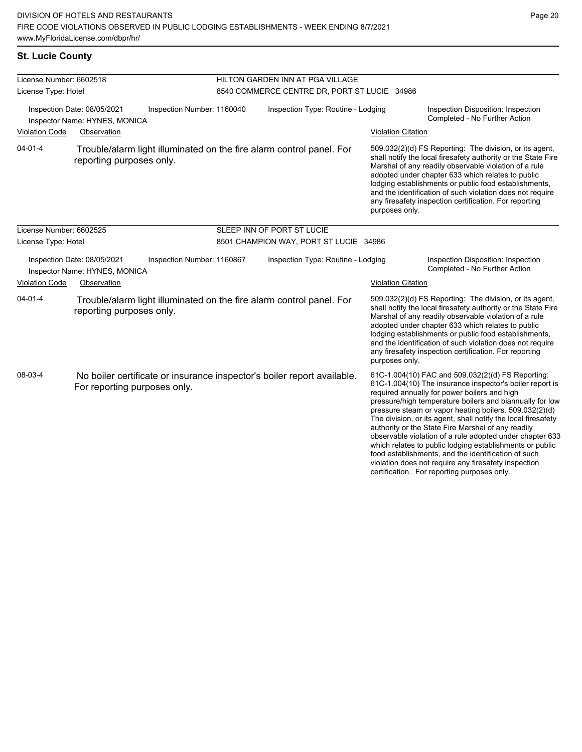## St. Lucie County

**License Number:** 6602518 — **HILTON GARDEN INN AT PGA VILLAGE**
**License Type:** Hotel — 8540 COMMERCE CENTRE DR, PORT ST LUCIE 34986

Inspection Date: 08/05/2021 | Inspection Number: 1160040 | Inspection Type: Routine - Lodging | Inspection Disposition: Inspection Completed - No Further Action
Inspector Name: HYNES, MONICA

| Violation Code | Observation | Violation Citation |
|---|---|---|
| 04-01-4 | Trouble/alarm light illuminated on the fire alarm control panel. For reporting purposes only. | 509.032(2)(d) FS Reporting: The division, or its agent, shall notify the local firesafety authority or the State Fire Marshal of any readily observable violation of a rule adopted under chapter 633 which relates to public lodging establishments or public food establishments, and the identification of such violation does not require any firesafety inspection certification. For reporting purposes only. |

**License Number:** 6602525 — **SLEEP INN OF PORT ST LUCIE**
**License Type:** Hotel — 8501 CHAMPION WAY, PORT ST LUCIE 34986

Inspection Date: 08/05/2021 | Inspection Number: 1160867 | Inspection Type: Routine - Lodging | Inspection Disposition: Inspection Completed - No Further Action
Inspector Name: HYNES, MONICA

| Violation Code | Observation | Violation Citation |
|---|---|---|
| 04-01-4 | Trouble/alarm light illuminated on the fire alarm control panel. For reporting purposes only. | 509.032(2)(d) FS Reporting: The division, or its agent, shall notify the local firesafety authority or the State Fire Marshal of any readily observable violation of a rule adopted under chapter 633 which relates to public lodging establishments or public food establishments, and the identification of such violation does not require any firesafety inspection certification. For reporting purposes only. |
| 08-03-4 | No boiler certificate or insurance inspector's boiler report available. For reporting purposes only. | 61C-1.004(10) FAC and 509.032(2)(d) FS Reporting: 61C-1.004(10) The insurance inspector's boiler report is required annually for power boilers and high pressure/high temperature boilers and biannually for low pressure steam or vapor heating boilers. 509.032(2)(d) The division, or its agent, shall notify the local firesafety authority or the State Fire Marshal of any readily observable violation of a rule adopted under chapter 633 which relates to public lodging establishments or public food establishments, and the identification of such violation does not require any firesafety inspection certification. For reporting purposes only. |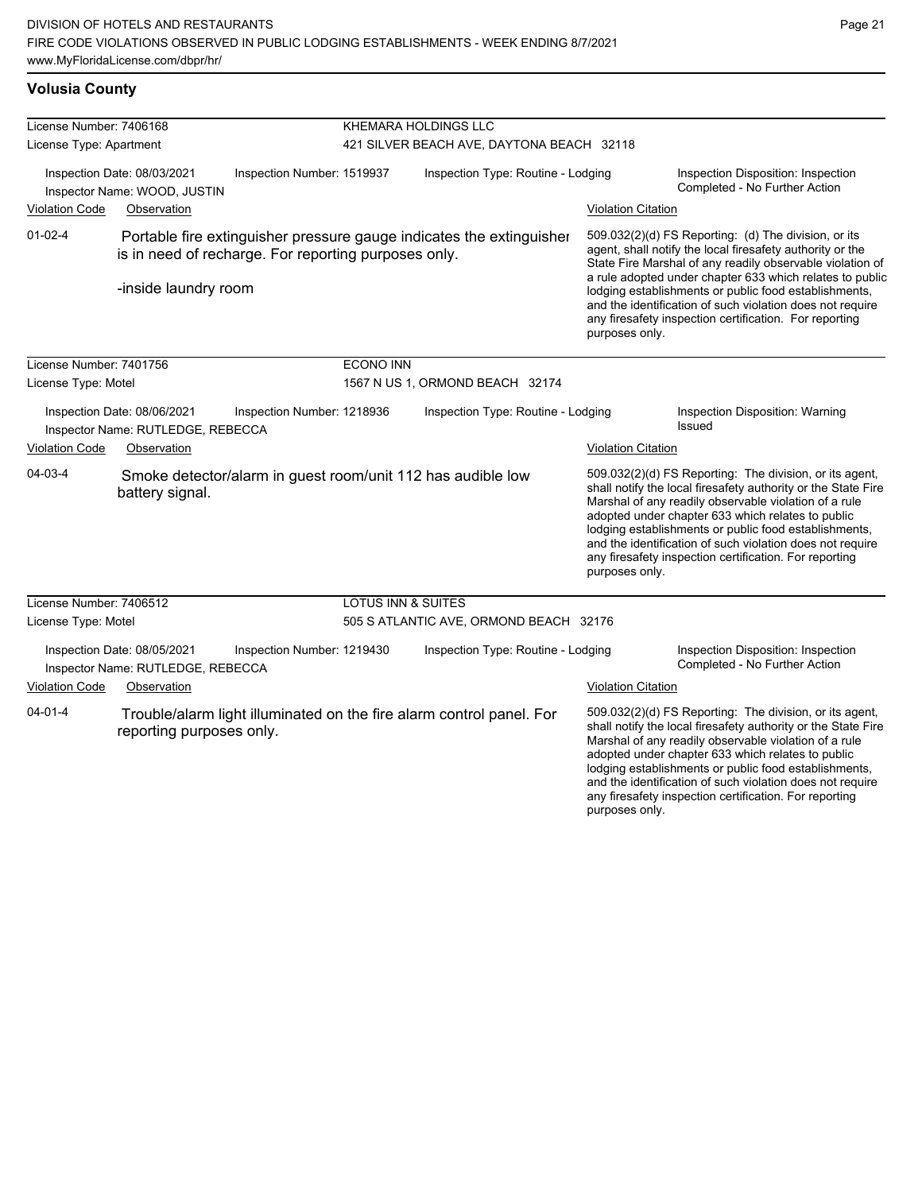## Volusia County

**License Number:** 7406168 — **KHEMARA HOLDINGS LLC**
**License Type:** Apartment — 421 SILVER BEACH AVE, DAYTONA BEACH 32118

Inspection Date: 08/03/2021 | Inspection Number: 1519937 | Inspection Type: Routine - Lodging | Inspection Disposition: Inspection Completed - No Further Action
Inspector Name: WOOD, JUSTIN

| Violation Code | Observation | Violation Citation |
| --- | --- | --- |
| 01-02-4 | Portable fire extinguisher pressure gauge indicates the extinguisher is in need of recharge. For reporting purposes only. -inside laundry room | 509.032(2)(d) FS Reporting: (d) The division, or its agent, shall notify the local firesafety authority or the State Fire Marshal of any readily observable violation of a rule adopted under chapter 633 which relates to public lodging establishments or public food establishments, and the identification of such violation does not require any firesafety inspection certification. For reporting purposes only. |

**License Number:** 7401756 — **ECONO INN**
**License Type:** Motel — 1567 N US 1, ORMOND BEACH 32174

Inspection Date: 08/06/2021 | Inspection Number: 1218936 | Inspection Type: Routine - Lodging | Inspection Disposition: Warning Issued
Inspector Name: RUTLEDGE, REBECCA

| Violation Code | Observation | Violation Citation |
| --- | --- | --- |
| 04-03-4 | Smoke detector/alarm in guest room/unit 112 has audible low battery signal. | 509.032(2)(d) FS Reporting: The division, or its agent, shall notify the local firesafety authority or the State Fire Marshal of any readily observable violation of a rule adopted under chapter 633 which relates to public lodging establishments or public food establishments, and the identification of such violation does not require any firesafety inspection certification. For reporting purposes only. |

**License Number:** 7406512 — **LOTUS INN & SUITES**
**License Type:** Motel — 505 S ATLANTIC AVE, ORMOND BEACH 32176

Inspection Date: 08/05/2021 | Inspection Number: 1219430 | Inspection Type: Routine - Lodging | Inspection Disposition: Inspection Completed - No Further Action
Inspector Name: RUTLEDGE, REBECCA

| Violation Code | Observation | Violation Citation |
| --- | --- | --- |
| 04-01-4 | Trouble/alarm light illuminated on the fire alarm control panel. For reporting purposes only. | 509.032(2)(d) FS Reporting: The division, or its agent, shall notify the local firesafety authority or the State Fire Marshal of any readily observable violation of a rule adopted under chapter 633 which relates to public lodging establishments or public food establishments, and the identification of such violation does not require any firesafety inspection certification. For reporting purposes only. |